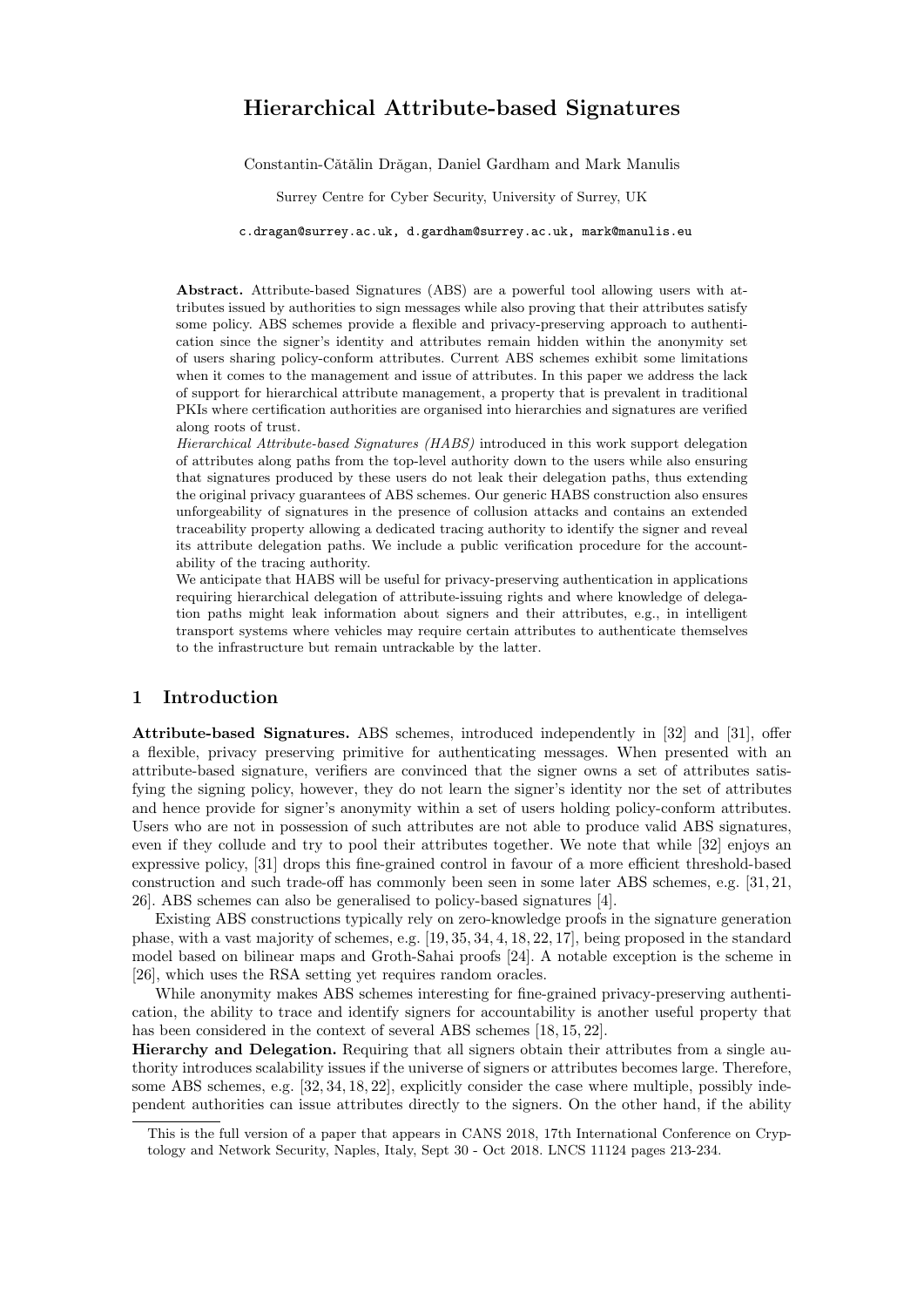# Hierarchical Attribute-based Signatures

Constantin-Cătălin Drăgan, Daniel Gardham and Mark Manulis

Surrey Centre for Cyber Security, University of Surrey, UK

c.dragan@surrey.ac.uk, d.gardham@surrey.ac.uk, mark@manulis.eu

**Abstract.** Attribute-based Signatures (ABS) are a powerful tool allowing users with attributes issued by authorities to sign messages while also proving that their attributes satisfy some policy. ABS schemes provide a flexible and privacy-preserving approach to authentication since the signer's identity and attributes remain hidden within the anonymity set of users sharing policy-conform attributes. Current ABS schemes exhibit some limitations when it comes to the management and issue of attributes. In this paper we address the lack of support for hierarchical attribute management, a property that is prevalent in traditional PKIs where certification authorities are organised into hierarchies and signatures are verified along roots of trust.

*Hierarchical Attribute-based Signatures (HABS)* introduced in this work support delegation of attributes along paths from the top-level authority down to the users while also ensuring that signatures produced by these users do not leak their delegation paths, thus extending the original privacy guarantees of ABS schemes. Our generic HABS construction also ensures unforgeability of signatures in the presence of collusion attacks and contains an extended traceability property allowing a dedicated tracing authority to identify the signer and reveal its attribute delegation paths. We include a public verification procedure for the accountability of the tracing authority.

We anticipate that HABS will be useful for privacy-preserving authentication in applications requiring hierarchical delegation of attribute-issuing rights and where knowledge of delegation paths might leak information about signers and their attributes, e.g., in intelligent transport systems where vehicles may require certain attributes to authenticate themselves to the infrastructure but remain untrackable by the latter.

## 1 Introduction

**Attribute-based Signatures.** ABS schemes, introduced independently in [32] and [31], offer a flexible, privacy preserving primitive for authenticating messages. When presented with an attribute-based signature, verifiers are convinced that the signer owns a set of attributes satisfying the signing policy, however, they do not learn the signer's identity nor the set of attributes and hence provide for signer's anonymity within a set of users holding policy-conform attributes. Users who are not in possession of such attributes are not able to produce valid ABS signatures, even if they collude and try to pool their attributes together. We note that while [32] enjoys an expressive policy, [31] drops this fine-grained control in favour of a more efficient threshold-based construction and such trade-off has commonly been seen in some later ABS schemes, e.g. [31, 21, 26]. ABS schemes can also be generalised to policy-based signatures [4].

Existing ABS constructions typically rely on zero-knowledge proofs in the signature generation phase, with a vast majority of schemes, e.g. [19, 35, 34, 4, 18, 22, 17], being proposed in the standard model based on bilinear maps and Groth-Sahai proofs [24]. A notable exception is the scheme in [26], which uses the RSA setting yet requires random oracles.

While anonymity makes ABS schemes interesting for fine-grained privacy-preserving authentication, the ability to trace and identify signers for accountability is another useful property that has been considered in the context of several ABS schemes [18, 15, 22].

**Hierarchy and Delegation.** Requiring that all signers obtain their attributes from a single authority introduces scalability issues if the universe of signers or attributes becomes large. Therefore, some ABS schemes, e.g. [32, 34, 18, 22], explicitly consider the case where multiple, possibly independent authorities can issue attributes directly to the signers. On the other hand, if the ability

---

This is the full version of a paper that appears in CANS 2018, 17th International Conference on Cryptology and Network Security, Naples, Italy, Sept 30 - Oct 2018. LNCS 11124 pages 213-234.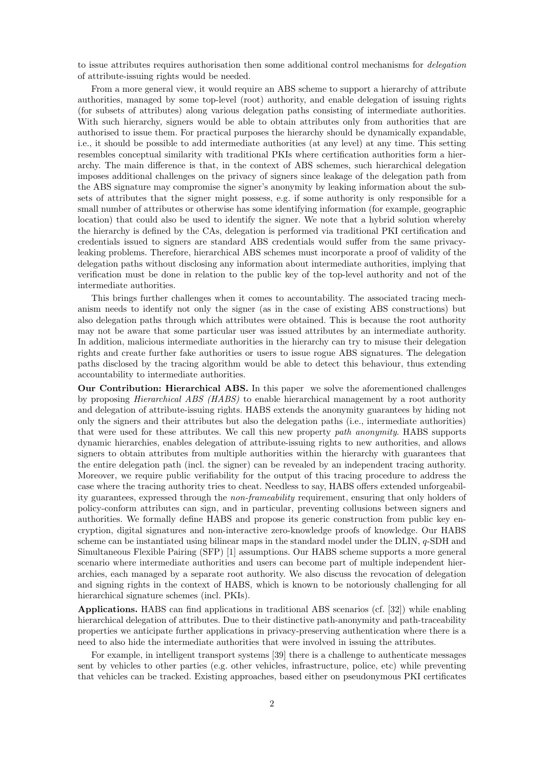to issue attributes requires authorisation then some additional control mechanisms for *delegation* of attribute-issuing rights would be needed.

From a more general view, it would require an ABS scheme to support a hierarchy of attribute authorities, managed by some top-level (root) authority, and enable delegation of issuing rights (for subsets of attributes) along various delegation paths consisting of intermediate authorities. With such hierarchy, signers would be able to obtain attributes only from authorities that are authorised to issue them. For practical purposes the hierarchy should be dynamically expandable, i.e., it should be possible to add intermediate authorities (at any level) at any time. This setting resembles conceptual similarity with traditional PKIs where certification authorities form a hierarchy. The main difference is that, in the context of ABS schemes, such hierarchical delegation imposes additional challenges on the privacy of signers since leakage of the delegation path from the ABS signature may compromise the signer's anonymity by leaking information about the subsets of attributes that the signer might possess, e.g. if some authority is only responsible for a small number of attributes or otherwise has some identifying information (for example, geographic location) that could also be used to identify the signer. We note that a hybrid solution whereby the hierarchy is defined by the CAs, delegation is performed via traditional PKI certification and credentials issued to signers are standard ABS credentials would suffer from the same privacy-leaking problems. Therefore, hierarchical ABS schemes must incorporate a proof of validity of the delegation paths without disclosing any information about intermediate authorities, implying that verification must be done in relation to the public key of the top-level authority and not of the intermediate authorities.

This brings further challenges when it comes to accountability. The associated tracing mechanism needs to identify not only the signer (as in the case of existing ABS constructions) but also delegation paths through which attributes were obtained. This is because the root authority may not be aware that some particular user was issued attributes by an intermediate authority. In addition, malicious intermediate authorities in the hierarchy can try to misuse their delegation rights and create further fake authorities or users to issue rogue ABS signatures. The delegation paths disclosed by the tracing algorithm would be able to detect this behaviour, thus extending accountability to intermediate authorities.

**Our Contribution: Hierarchical ABS.** In this paper we solve the aforementioned challenges by proposing *Hierarchical ABS (HABS)* to enable hierarchical management by a root authority and delegation of attribute-issuing rights. HABS extends the anonymity guarantees by hiding not only the signers and their attributes but also the delegation paths (i.e., intermediate authorities) that were used for these attributes. We call this new property *path anonymity*. HABS supports dynamic hierarchies, enables delegation of attribute-issuing rights to new authorities, and allows signers to obtain attributes from multiple authorities within the hierarchy with guarantees that the entire delegation path (incl. the signer) can be revealed by an independent tracing authority. Moreover, we require public verifiability for the output of this tracing procedure to address the case where the tracing authority tries to cheat. Needless to say, HABS offers extended unforgeability guarantees, expressed through the *non-frameability* requirement, ensuring that only holders of policy-conform attributes can sign, and in particular, preventing collusions between signers and authorities. We formally define HABS and propose its generic construction from public key encryption, digital signatures and non-interactive zero-knowledge proofs of knowledge. Our HABS scheme can be instantiated using bilinear maps in the standard model under the DLIN, $q$-SDH and Simultaneous Flexible Pairing (SFP) [1] assumptions. Our HABS scheme supports a more general scenario where intermediate authorities and users can become part of multiple independent hierarchies, each managed by a separate root authority. We also discuss the revocation of delegation and signing rights in the context of HABS, which is known to be notoriously challenging for all hierarchical signature schemes (incl. PKIs).

**Applications.** HABS can find applications in traditional ABS scenarios (cf. [32]) while enabling hierarchical delegation of attributes. Due to their distinctive path-anonymity and path-traceability properties we anticipate further applications in privacy-preserving authentication where there is a need to also hide the intermediate authorities that were involved in issuing the attributes.

For example, in intelligent transport systems [39] there is a challenge to authenticate messages sent by vehicles to other parties (e.g. other vehicles, infrastructure, police, etc) while preventing that vehicles can be tracked. Existing approaches, based either on pseudonymous PKI certificates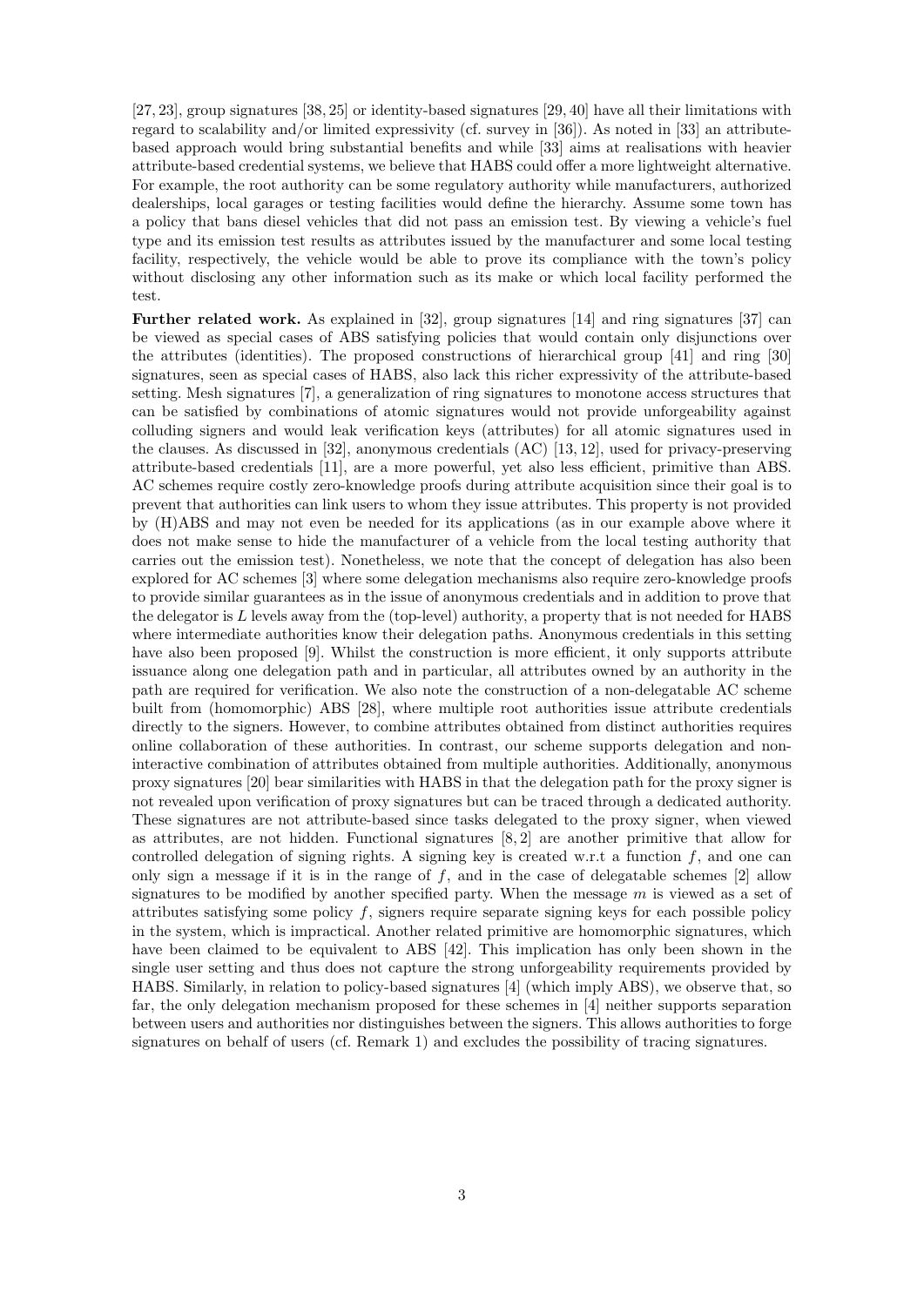[27, 23], group signatures [38, 25] or identity-based signatures [29, 40] have all their limitations with regard to scalability and/or limited expressivity (cf. survey in [36]). As noted in [33] an attribute-based approach would bring substantial benefits and while [33] aims at realisations with heavier attribute-based credential systems, we believe that HABS could offer a more lightweight alternative. For example, the root authority can be some regulatory authority while manufacturers, authorized dealerships, local garages or testing facilities would define the hierarchy. Assume some town has a policy that bans diesel vehicles that did not pass an emission test. By viewing a vehicle's fuel type and its emission test results as attributes issued by the manufacturer and some local testing facility, respectively, the vehicle would be able to prove its compliance with the town's policy without disclosing any other information such as its make or which local facility performed the test.

**Further related work.** As explained in [32], group signatures [14] and ring signatures [37] can be viewed as special cases of ABS satisfying policies that would contain only disjunctions over the attributes (identities). The proposed constructions of hierarchical group [41] and ring [30] signatures, seen as special cases of HABS, also lack this richer expressivity of the attribute-based setting. Mesh signatures [7], a generalization of ring signatures to monotone access structures that can be satisfied by combinations of atomic signatures would not provide unforgeability against colluding signers and would leak verification keys (attributes) for all atomic signatures used in the clauses. As discussed in [32], anonymous credentials (AC) [13, 12], used for privacy-preserving attribute-based credentials [11], are a more powerful, yet also less efficient, primitive than ABS. AC schemes require costly zero-knowledge proofs during attribute acquisition since their goal is to prevent that authorities can link users to whom they issue attributes. This property is not provided by (H)ABS and may not even be needed for its applications (as in our example above where it does not make sense to hide the manufacturer of a vehicle from the local testing authority that carries out the emission test). Nonetheless, we note that the concept of delegation has also been explored for AC schemes [3] where some delegation mechanisms also require zero-knowledge proofs to provide similar guarantees as in the issue of anonymous credentials and in addition to prove that the delegator is $L$ levels away from the (top-level) authority, a property that is not needed for HABS where intermediate authorities know their delegation paths. Anonymous credentials in this setting have also been proposed [9]. Whilst the construction is more efficient, it only supports attribute issuance along one delegation path and in particular, all attributes owned by an authority in the path are required for verification. We also note the construction of a non-delegatable AC scheme built from (homomorphic) ABS [28], where multiple root authorities issue attribute credentials directly to the signers. However, to combine attributes obtained from distinct authorities requires online collaboration of these authorities. In contrast, our scheme supports delegation and non-interactive combination of attributes obtained from multiple authorities. Additionally, anonymous proxy signatures [20] bear similarities with HABS in that the delegation path for the proxy signer is not revealed upon verification of proxy signatures but can be traced through a dedicated authority. These signatures are not attribute-based since tasks delegated to the proxy signer, when viewed as attributes, are not hidden. Functional signatures [8, 2] are another primitive that allow for controlled delegation of signing rights. A signing key is created w.r.t a function $f$, and one can only sign a message if it is in the range of $f$, and in the case of delegatable schemes [2] allow signatures to be modified by another specified party. When the message $m$ is viewed as a set of attributes satisfying some policy $f$, signers require separate signing keys for each possible policy in the system, which is impractical. Another related primitive are homomorphic signatures, which have been claimed to be equivalent to ABS [42]. This implication has only been shown in the single user setting and thus does not capture the strong unforgeability requirements provided by HABS. Similarly, in relation to policy-based signatures [4] (which imply ABS), we observe that, so far, the only delegation mechanism proposed for these schemes in [4] neither supports separation between users and authorities nor distinguishes between the signers. This allows authorities to forge signatures on behalf of users (cf. Remark 1) and excludes the possibility of tracing signatures.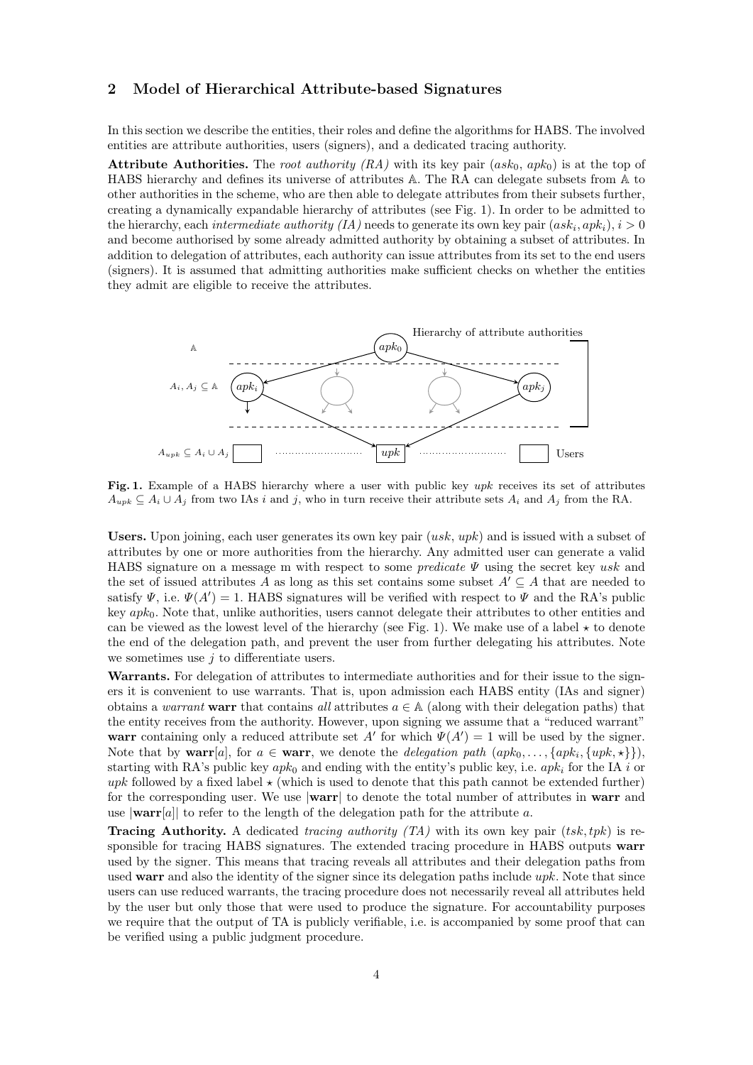## 2 Model of Hierarchical Attribute-based Signatures

In this section we describe the entities, their roles and define the algorithms for HABS. The involved entities are attribute authorities, users (signers), and a dedicated tracing authority.

**Attribute Authorities.** The *root authority (RA)* with its key pair $(ask_0, apk_0)$ is at the top of HABS hierarchy and defines its universe of attributes $\mathbb{A}$. The RA can delegate subsets from $\mathbb{A}$ to other authorities in the scheme, who are then able to delegate attributes from their subsets further, creating a dynamically expandable hierarchy of attributes (see Fig. 1). In order to be admitted to the hierarchy, each *intermediate authority (IA)* needs to generate its own key pair $(ask_i, apk_i)$, $i > 0$ and become authorised by some already admitted authority by obtaining a subset of attributes. In addition to delegation of attributes, each authority can issue attributes from its set to the end users (signers). It is assumed that admitting authorities make sufficient checks on whether the entities they admit are eligible to receive the attributes.

**Fig. 1.** Example of a HABS hierarchy where a user with public key $upk$ receives its set of attributes $A_{upk} \subseteq A_i \cup A_j$ from two IAs $i$ and $j$, who in turn receive their attribute sets $A_i$ and $A_j$ from the RA.

**Users.** Upon joining, each user generates its own key pair $(usk, upk)$ and is issued with a subset of attributes by one or more authorities from the hierarchy. Any admitted user can generate a valid HABS signature on a message m with respect to some *predicate* $\Psi$ using the secret key $usk$ and the set of issued attributes $A$ as long as this set contains some subset $A' \subseteq A$ that are needed to satisfy $\Psi$, i.e. $\Psi(A') = 1$. HABS signatures will be verified with respect to $\Psi$ and the RA's public key $apk_0$. Note that, unlike authorities, users cannot delegate their attributes to other entities and can be viewed as the lowest level of the hierarchy (see Fig. 1). We make use of a label $\star$ to denote the end of the delegation path, and prevent the user from further delegating his attributes. Note we sometimes use $j$ to differentiate users.

**Warrants.** For delegation of attributes to intermediate authorities and for their issue to the signers it is convenient to use warrants. That is, upon admission each HABS entity (IAs and signer) obtains a *warrant* **warr** that contains *all* attributes $a \in \mathbb{A}$ (along with their delegation paths) that the entity receives from the authority. However, upon signing we assume that a "reduced warrant" **warr** containing only a reduced attribute set $A'$ for which $\Psi(A') = 1$ will be used by the signer. Note that by $\mathbf{warr}[a]$, for $a \in \mathbf{warr}$, we denote the *delegation path* $(apk_0, \ldots, \{apk_i, \{upk, \star\}\})$, starting with RA's public key $apk_0$ and ending with the entity's public key, i.e. $apk_i$ for the IA $i$ or $upk$ followed by a fixed label $\star$ (which is used to denote that this path cannot be extended further) for the corresponding user. We use $|\mathbf{warr}|$ to denote the total number of attributes in **warr** and use $|\mathbf{warr}[a]|$ to refer to the length of the delegation path for the attribute $a$.

**Tracing Authority.** A dedicated *tracing authority (TA)* with its own key pair $(tsk, tpk)$ is responsible for tracing HABS signatures. The extended tracing procedure in HABS outputs **warr** used by the signer. This means that tracing reveals all attributes and their delegation paths from used **warr** and also the identity of the signer since its delegation paths include $upk$. Note that since users can use reduced warrants, the tracing procedure does not necessarily reveal all attributes held by the user but only those that were used to produce the signature. For accountability purposes we require that the output of TA is publicly verifiable, i.e. is accompanied by some proof that can be verified using a public judgment procedure.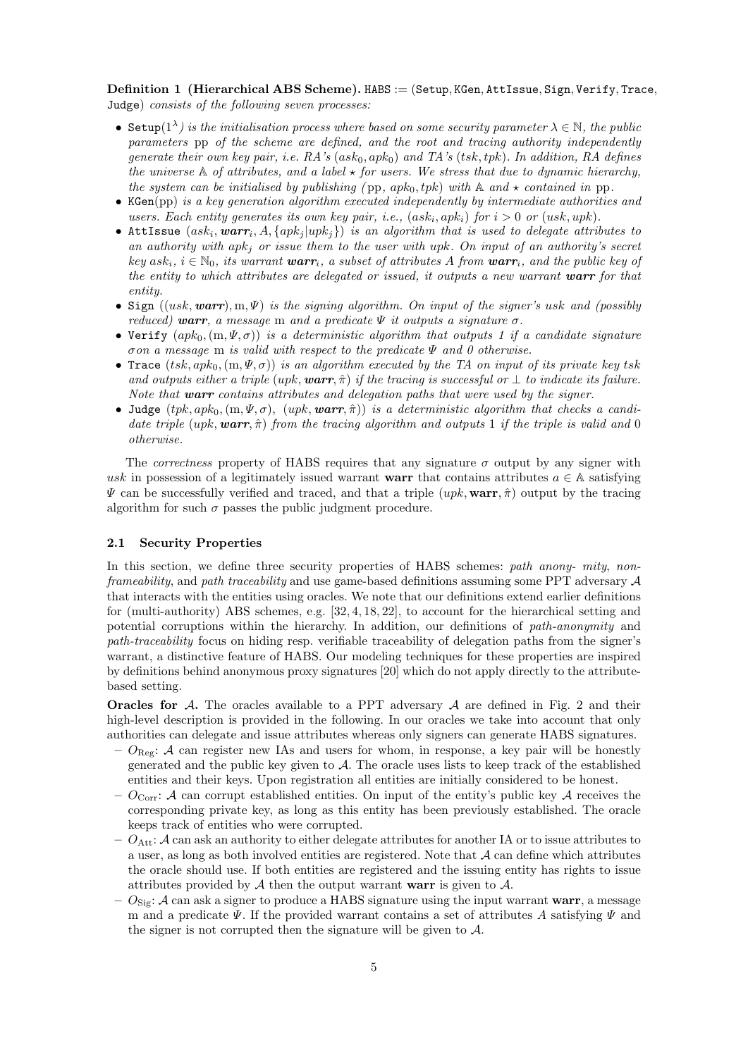**Definition 1 (Hierarchical ABS Scheme).** HABS := (Setup, KGen, AttIssue, Sign, Verify, Trace, Judge) *consists of the following seven processes:*

- Setup$(1^\lambda)$ *is the initialisation process where based on some security parameter $\lambda \in \mathbb{N}$, the public parameters* pp *of the scheme are defined, and the root and tracing authority independently generate their own key pair, i.e. RA's $(ask_0, apk_0)$ and TA's $(tsk, tpk)$. In addition, RA defines the universe $\mathbb{A}$ of attributes, and a label $\star$ for users. We stress that due to dynamic hierarchy, the system can be initialised by publishing (*pp*, $apk_0, tpk$) with $\mathbb{A}$ and $\star$ contained in* pp*.*
- KGen(pp) *is a key generation algorithm executed independently by intermediate authorities and users. Each entity generates its own key pair, i.e., $(ask_i, apk_i)$ for $i > 0$ or $(usk, upk)$.*
- AttIssue $(ask_i, \boldsymbol{warr}_i, A, \{apk_j|upk_j\})$ *is an algorithm that is used to delegate attributes to an authority with $apk_j$ or issue them to the user with $upk$. On input of an authority's secret key $ask_i$, $i \in \mathbb{N}_0$, its warrant $\boldsymbol{warr}_i$, a subset of attributes $A$ from $\boldsymbol{warr}_i$, and the public key of the entity to which attributes are delegated or issued, it outputs a new warrant $\boldsymbol{warr}$ for that entity.*
- Sign $((usk, \boldsymbol{warr}), \mathrm{m}, \Psi)$ *is the signing algorithm. On input of the signer's usk and (possibly reduced) $\boldsymbol{warr}$, a message* m *and a predicate $\Psi$ it outputs a signature $\sigma$.*
- Verify $(apk_0, (\mathrm{m}, \Psi, \sigma))$ *is a deterministic algorithm that outputs 1 if a candidate signature $\sigma$ on a message* m *is valid with respect to the predicate $\Psi$ and 0 otherwise.*
- Trace $(tsk, apk_0, (\mathrm{m}, \Psi, \sigma))$ *is an algorithm executed by the TA on input of its private key tsk and outputs either a triple $(upk, \boldsymbol{warr}, \hat{\pi})$ if the tracing is successful or $\perp$ to indicate its failure. Note that $\boldsymbol{warr}$ contains attributes and delegation paths that were used by the signer.*
- Judge $(tpk, apk_0, (\mathrm{m}, \Psi, \sigma),\ (upk, \boldsymbol{warr}, \hat{\pi}))$ *is a deterministic algorithm that checks a candidate triple $(upk, \boldsymbol{warr}, \hat{\pi})$ from the tracing algorithm and outputs* 1 *if the triple is valid and* 0 *otherwise.*

The *correctness* property of HABS requires that any signature $\sigma$ output by any signer with $usk$ in possession of a legitimately issued warrant **warr** that contains attributes $a \in \mathbb{A}$ satisfying $\Psi$ can be successfully verified and traced, and that a triple $(upk, \mathbf{warr}, \hat{\pi})$ output by the tracing algorithm for such $\sigma$ passes the public judgment procedure.

### 2.1 Security Properties

In this section, we define three security properties of HABS schemes: *path anony- mity*, *non-frameability*, and *path traceability* and use game-based definitions assuming some PPT adversary $\mathcal{A}$ that interacts with the entities using oracles. We note that our definitions extend earlier definitions for (multi-authority) ABS schemes, e.g. [32, 4, 18, 22], to account for the hierarchical setting and potential corruptions within the hierarchy. In addition, our definitions of *path-anonymity* and *path-traceability* focus on hiding resp. verifiable traceability of delegation paths from the signer's warrant, a distinctive feature of HABS. Our modeling techniques for these properties are inspired by definitions behind anonymous proxy signatures [20] which do not apply directly to the attribute-based setting.

**Oracles for $\mathcal{A}$.** The oracles available to a PPT adversary $\mathcal{A}$ are defined in Fig. 2 and their high-level description is provided in the following. In our oracles we take into account that only authorities can delegate and issue attributes whereas only signers can generate HABS signatures.

- $O_{\mathrm{Reg}}$: $\mathcal{A}$ can register new IAs and users for whom, in response, a key pair will be honestly generated and the public key given to $\mathcal{A}$. The oracle uses lists to keep track of the established entities and their keys. Upon registration all entities are initially considered to be honest.
- $O_{\mathrm{Corr}}$: $\mathcal{A}$ can corrupt established entities. On input of the entity's public key $\mathcal{A}$ receives the corresponding private key, as long as this entity has been previously established. The oracle keeps track of entities who were corrupted.
- $O_{\mathrm{Att}}$: $\mathcal{A}$ can ask an authority to either delegate attributes for another IA or to issue attributes to a user, as long as both involved entities are registered. Note that $\mathcal{A}$ can define which attributes the oracle should use. If both entities are registered and the issuing entity has rights to issue attributes provided by $\mathcal{A}$ then the output warrant **warr** is given to $\mathcal{A}$.
- $O_{\mathrm{Sig}}$: $\mathcal{A}$ can ask a signer to produce a HABS signature using the input warrant **warr**, a message m and a predicate $\Psi$. If the provided warrant contains a set of attributes $A$ satisfying $\Psi$ and the signer is not corrupted then the signature will be given to $\mathcal{A}$.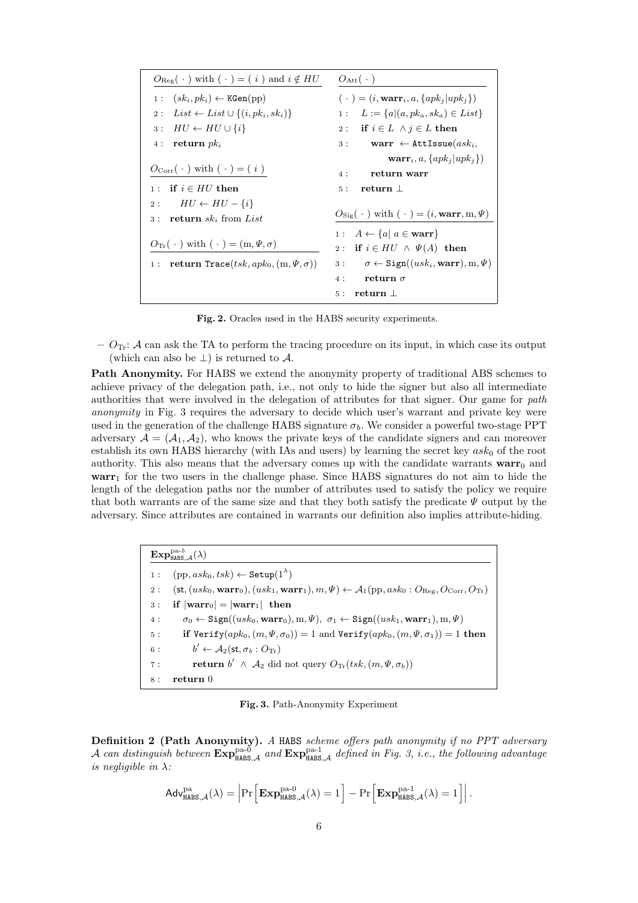| $O_{\mathrm{Reg}}(\,\cdot\,)$ with $(\,\cdot\,) = (\,i\,)$ and $i \notin HU$ | $O_{\mathrm{Att}}(\,\cdot\,)$ |
|---|---|
| 1 : $(sk_i, pk_i) \leftarrow \texttt{KGen}(\mathrm{pp})$ | $(\,\cdot\,) = (i, \mathbf{warr}_i, a, \{apk_j \mid upk_j\})$ |
| 2 : $List \leftarrow List \cup \{(i, pk_i, sk_i)\}$ | 1 : $L := \{a \mid (a, pk_a, sk_a) \in List\}$ |
| 3 : $HU \leftarrow HU \cup \{i\}$ | 2 : **if** $i \in L \wedge j \in L$ **then** |
| 4 : **return** $pk_i$ | 3 : $\quad$ **warr** $\leftarrow \texttt{AttIssue}(ask_i, \mathbf{warr}_i, a, \{apk_j \mid upk_j\})$ |
| $O_{\mathrm{Corr}}(\,\cdot\,)$ with $(\,\cdot\,) = (\,i\,)$ | 4 : $\quad$ **return warr** |
| 1 : **if** $i \in HU$ **then** | 5 : **return** $\perp$ |
| 2 : $\quad HU \leftarrow HU - \{i\}$ | $O_{\mathrm{Sig}}(\,\cdot\,)$ with $(\,\cdot\,) = (i, \mathbf{warr}, \mathrm{m}, \Psi)$ |
| 3 : **return** $sk_i$ from $List$ | 1 : $A \leftarrow \{a \mid a \in \mathbf{warr}\}$ |
| $O_{\mathrm{Tr}}(\,\cdot\,)$ with $(\,\cdot\,) = (\mathrm{m}, \Psi, \sigma)$ | 2 : **if** $i \in HU \wedge \Psi(A)$ **then** |
| 1 : **return** $\texttt{Trace}(tsk, apk_0, (\mathrm{m}, \Psi, \sigma))$ | 3 : $\quad \sigma \leftarrow \texttt{Sign}((usk_i, \mathbf{warr}), \mathrm{m}, \Psi)$ |
| | 4 : $\quad$ **return** $\sigma$ |
| | 5 : **return** $\perp$ |

**Fig. 2.** Oracles used in the HABS security experiments.

– $O_{\mathrm{Tr}}$: $\mathcal{A}$ can ask the TA to perform the tracing procedure on its input, in which case its output (which can also be $\perp$) is returned to $\mathcal{A}$.

**Path Anonymity.** For HABS we extend the anonymity property of traditional ABS schemes to achieve privacy of the delegation path, i.e., not only to hide the signer but also all intermediate authorities that were involved in the delegation of attributes for that signer. Our game for *path anonymity* in Fig. 3 requires the adversary to decide which user's warrant and private key were used in the generation of the challenge HABS signature $\sigma_b$. We consider a powerful two-stage PPT adversary $\mathcal{A} = (\mathcal{A}_1, \mathcal{A}_2)$, who knows the private keys of the candidate signers and can moreover establish its own HABS hierarchy (with IAs and users) by learning the secret key $ask_0$ of the root authority. This also means that the adversary comes up with the candidate warrants $\mathbf{warr}_0$ and $\mathbf{warr}_1$ for the two users in the challenge phase. Since HABS signatures do not aim to hide the length of the delegation paths nor the number of attributes used to satisfy the policy we require that both warrants are of the same size and that they both satisfy the predicate $\Psi$ output by the adversary. Since attributes are contained in warrants our definition also implies attribute-hiding.

$\mathbf{Exp}^{\mathrm{pa}\text{-}b}_{\texttt{HABS},\mathcal{A}}(\lambda)$

1 : $(\mathrm{pp}, ask_0, tsk) \leftarrow \texttt{Setup}(1^\lambda)$
2 : $(\mathsf{st}, (usk_0, \mathbf{warr}_0), (usk_1, \mathbf{warr}_1), m, \Psi) \leftarrow \mathcal{A}_1(\mathrm{pp}, ask_0 : O_{\mathrm{Reg}}, O_{\mathrm{Corr}}, O_{\mathrm{Tr}})$
3 : **if** $|\mathbf{warr}_0| = |\mathbf{warr}_1|$ **then**
4 : $\quad \sigma_0 \leftarrow \texttt{Sign}((usk_0, \mathbf{warr}_0), \mathrm{m}, \Psi),\ \sigma_1 \leftarrow \texttt{Sign}((usk_1, \mathbf{warr}_1), \mathrm{m}, \Psi)$
5 : $\quad$ **if** $\texttt{Verify}(apk_0, (m, \Psi, \sigma_0)) = 1$ and $\texttt{Verify}(apk_0, (m, \Psi, \sigma_1)) = 1$ **then**
6 : $\quad\quad b' \leftarrow \mathcal{A}_2(\mathsf{st}, \sigma_b : O_{\mathrm{Tr}})$
7 : $\quad\quad$ **return** $b' \wedge \mathcal{A}_2$ did not query $O_{\mathrm{Tr}}(tsk, (m, \Psi, \sigma_b))$
8 : **return** 0

**Fig. 3.** Path-Anonymity Experiment

**Definition 2 (Path Anonymity).** *A* HABS *scheme offers path anonymity if no PPT adversary* $\mathcal{A}$ *can distinguish between* $\mathbf{Exp}^{\mathrm{pa}\text{-}0}_{\texttt{HABS},\mathcal{A}}$ *and* $\mathbf{Exp}^{\mathrm{pa}\text{-}1}_{\texttt{HABS},\mathcal{A}}$ *defined in Fig. 3, i.e., the following advantage is negligible in* $\lambda$*:*

$$\mathsf{Adv}^{\mathrm{pa}}_{\texttt{HABS},\mathcal{A}}(\lambda) = \left| \Pr\left[\mathbf{Exp}^{\mathrm{pa}\text{-}0}_{\texttt{HABS},\mathcal{A}}(\lambda) = 1\right] - \Pr\left[\mathbf{Exp}^{\mathrm{pa}\text{-}1}_{\texttt{HABS},\mathcal{A}}(\lambda) = 1\right] \right|.$$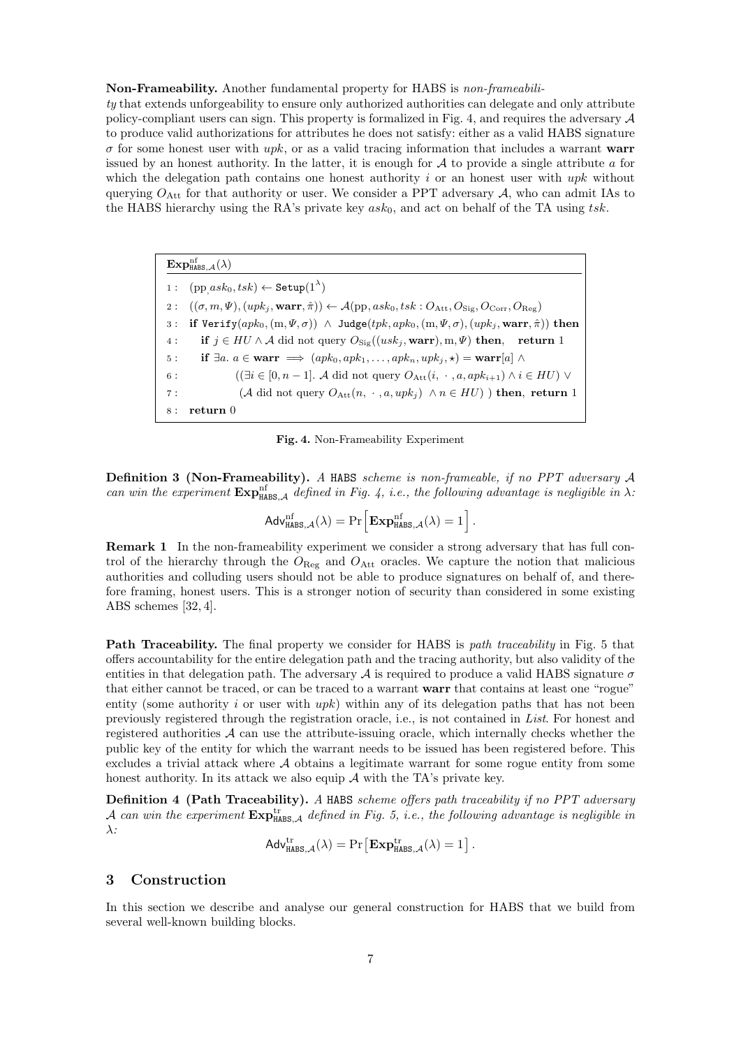**Non-Frameability.** Another fundamental property for HABS is *non-frameability* that extends unforgeability to ensure only authorized authorities can delegate and only attribute policy-compliant users can sign. This property is formalized in Fig. 4, and requires the adversary $\mathcal{A}$ to produce valid authorizations for attributes he does not satisfy: either as a valid HABS signature $\sigma$ for some honest user with $upk$, or as a valid tracing information that includes a warrant $\mathbf{warr}$ issued by an honest authority. In the latter, it is enough for $\mathcal{A}$ to provide a single attribute $a$ for which the delegation path contains one honest authority $i$ or an honest user with $upk$ without querying $O_{\text{Att}}$ for that authority or user. We consider a PPT adversary $\mathcal{A}$, who can admit IAs to the HABS hierarchy using the RA's private key $ask_0$, and act on behalf of the TA using $tsk$.

```
Exp^nf_{HABS,A}(λ)
1 : (pp, ask_0, tsk) ← Setup(1^λ)
2 : ((σ, m, Ψ), (upk_j, warr, π̂)) ← A(pp, ask_0, tsk : O_Att, O_Sig, O_Corr, O_Reg)
3 : if Verify(apk_0, (m, Ψ, σ)) ∧ Judge(tpk, apk_0, (m, Ψ, σ), (upk_j, warr, π̂)) then
4 :    if j ∈ HU ∧ A did not query O_Sig((usk_j, warr), m, Ψ) then,   return 1
5 :    if ∃a. a ∈ warr ⟹ (apk_0, apk_1, ..., apk_n, upk_j, ⋆) = warr[a] ∧
6 :          ((∃i ∈ [0, n − 1]. A did not query O_Att(i, · , a, apk_{i+1}) ∧ i ∈ HU) ∨
7 :          (A did not query O_Att(n, · , a, upk_j) ∧ n ∈ HU) ) then, return 1
8 : return 0
```

**Fig. 4.** Non-Frameability Experiment

**Definition 3 (Non-Frameability).** *A* HABS *scheme is non-frameable, if no PPT adversary $\mathcal{A}$ can win the experiment $\mathbf{Exp}^{\text{nf}}_{\texttt{HABS},\mathcal{A}}$ defined in Fig. 4, i.e., the following advantage is negligible in $\lambda$:*

$$\mathsf{Adv}^{\text{nf}}_{\texttt{HABS},\mathcal{A}}(\lambda) = \Pr\Big[\mathbf{Exp}^{\text{nf}}_{\texttt{HABS},\mathcal{A}}(\lambda) = 1\Big].$$

**Remark 1** In the non-frameability experiment we consider a strong adversary that has full control of the hierarchy through the $O_{\text{Reg}}$ and $O_{\text{Att}}$ oracles. We capture the notion that malicious authorities and colluding users should not be able to produce signatures on behalf of, and therefore framing, honest users. This is a stronger notion of security than considered in some existing ABS schemes [32, 4].

**Path Traceability.** The final property we consider for HABS is *path traceability* in Fig. 5 that offers accountability for the entire delegation path and the tracing authority, but also validity of the entities in that delegation path. The adversary $\mathcal{A}$ is required to produce a valid HABS signature $\sigma$ that either cannot be traced, or can be traced to a warrant $\mathbf{warr}$ that contains at least one "rogue" entity (some authority $i$ or user with $upk$) within any of its delegation paths that has not been previously registered through the registration oracle, i.e., is not contained in *List*. For honest and registered authorities $\mathcal{A}$ can use the attribute-issuing oracle, which internally checks whether the public key of the entity for which the warrant needs to be issued has been registered before. This excludes a trivial attack where $\mathcal{A}$ obtains a legitimate warrant for some rogue entity from some honest authority. In its attack we also equip $\mathcal{A}$ with the TA's private key.

**Definition 4 (Path Traceability).** *A* HABS *scheme offers path traceability if no PPT adversary $\mathcal{A}$ can win the experiment $\mathbf{Exp}^{\text{tr}}_{\texttt{HABS},\mathcal{A}}$ defined in Fig. 5, i.e., the following advantage is negligible in $\lambda$:*

$$\mathsf{Adv}^{\text{tr}}_{\texttt{HABS},\mathcal{A}}(\lambda) = \Pr\big[\mathbf{Exp}^{\text{tr}}_{\texttt{HABS},\mathcal{A}}(\lambda) = 1\big].$$

## 3 Construction

In this section we describe and analyse our general construction for HABS that we build from several well-known building blocks.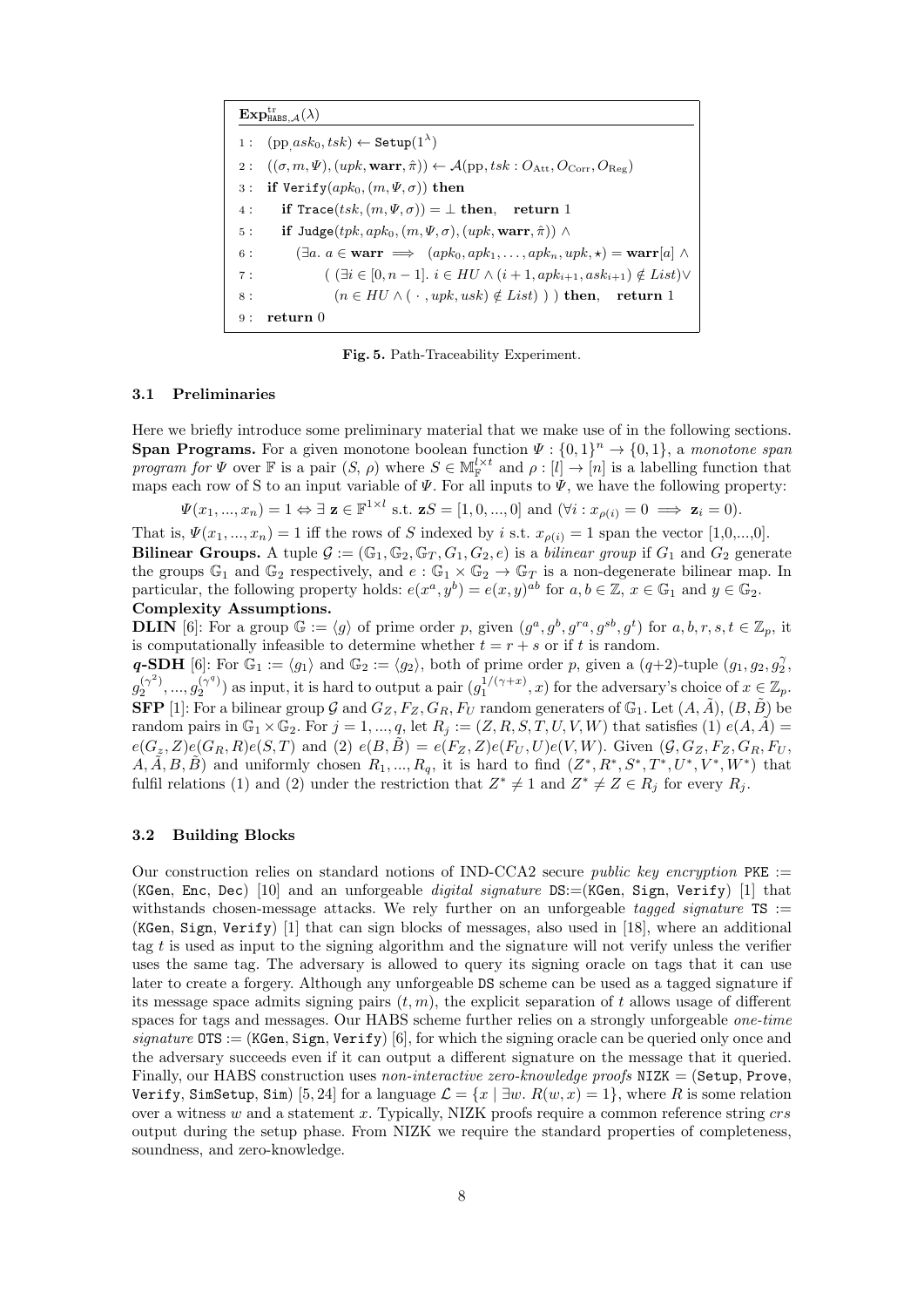**$\mathbf{Exp}^{\text{tr}}_{\text{HABS},\mathcal{A}}(\lambda)$**

```
1 : (pp, ask_0, tsk) ← Setup(1^λ)
2 : ((σ, m, Ψ), (upk, warr, π̂)) ← A(pp, tsk : O_Att, O_Corr, O_Reg)
3 : if Verify(apk_0, (m, Ψ, σ)) then
4 :     if Trace(tsk, (m, Ψ, σ)) = ⊥ then,   return 1
5 :     if Judge(tpk, apk_0, (m, Ψ, σ), (upk, warr, π̂)) ∧
6 :         (∃a. a ∈ warr ⟹ (apk_0, apk_1, ..., apk_n, upk, ⋆) = warr[a] ∧
7 :             ( (∃i ∈ [0, n − 1]. i ∈ HU ∧ (i + 1, apk_{i+1}, ask_{i+1}) ∉ List)∨
8 :             (n ∈ HU ∧ ( · , upk, usk) ∉ List) ) ) then,   return 1
9 : return 0
```

**Fig. 5.** Path-Traceability Experiment.

### 3.1 Preliminaries

Here we briefly introduce some preliminary material that we make use of in the following sections.

**Span Programs.** For a given monotone boolean function $\Psi : \{0,1\}^n \to \{0,1\}$, a *monotone span program for* $\Psi$ over $\mathbb{F}$ is a pair $(S, \rho)$ where $S \in \mathbb{M}_{\mathbb{F}}^{l \times t}$ and $\rho : [l] \to [n]$ is a labelling function that maps each row of S to an input variable of $\Psi$. For all inputs to $\Psi$, we have the following property:

$$\Psi(x_1, ..., x_n) = 1 \Leftrightarrow \exists\, \mathbf{z} \in \mathbb{F}^{1 \times l} \text{ s.t. } \mathbf{z}S = [1, 0, ..., 0] \text{ and } (\forall i : x_{\rho(i)} = 0 \implies \mathbf{z}_i = 0).$$

That is, $\Psi(x_1, ..., x_n) = 1$ iff the rows of $S$ indexed by $i$ s.t. $x_{\rho(i)} = 1$ span the vector [1,0,...,0].

**Bilinear Groups.** A tuple $\mathcal{G} := (\mathbb{G}_1, \mathbb{G}_2, \mathbb{G}_T, G_1, G_2, e)$ is a *bilinear group* if $G_1$ and $G_2$ generate the groups $\mathbb{G}_1$ and $\mathbb{G}_2$ respectively, and $e : \mathbb{G}_1 \times \mathbb{G}_2 \to \mathbb{G}_T$ is a non-degenerate bilinear map. In particular, the following property holds: $e(x^a, y^b) = e(x, y)^{ab}$ for $a, b \in \mathbb{Z}$, $x \in \mathbb{G}_1$ and $y \in \mathbb{G}_2$.

**Complexity Assumptions.**

**DLIN** [6]: For a group $\mathbb{G} := \langle g \rangle$ of prime order $p$, given $(g^a, g^b, g^{ra}, g^{sb}, g^t)$ for $a, b, r, s, t \in \mathbb{Z}_p$, it is computationally infeasible to determine whether $t = r + s$ or if $t$ is random.

***q*-SDH** [6]: For $\mathbb{G}_1 := \langle g_1 \rangle$ and $\mathbb{G}_2 := \langle g_2 \rangle$, both of prime order $p$, given a ($q$+2)-tuple $(g_1, g_2, g_2^{\gamma}, g_2^{(\gamma^2)}, ..., g_2^{(\gamma^q)})$ as input, it is hard to output a pair $(g_1^{1/(\gamma+x)}, x)$ for the adversary's choice of $x \in \mathbb{Z}_p$.

**SFP** [1]: For a bilinear group $\mathcal{G}$ and $G_Z, F_Z, G_R, F_U$ random generators of $\mathbb{G}_1$. Let $(A, \tilde{A})$, $(B, \tilde{B})$ be random pairs in $\mathbb{G}_1 \times \mathbb{G}_2$. For $j = 1, ..., q$, let $R_j := (Z, R, S, T, U, V, W)$ that satisfies (1) $e(A, \tilde{A}) = e(G_z, Z)e(G_R, R)e(S, T)$ and (2) $e(B, \tilde{B}) = e(F_Z, Z)e(F_U, U)e(V, W)$. Given $(\mathcal{G}, G_Z, F_Z, G_R, F_U, A, \tilde{A}, B, \tilde{B})$ and uniformly chosen $R_1, ..., R_q$, it is hard to find $(Z^*, R^*, S^*, T^*, U^*, V^*, W^*)$ that fulfil relations (1) and (2) under the restriction that $Z^* \neq 1$ and $Z^* \neq Z \in R_j$ for every $R_j$.

### 3.2 Building Blocks

Our construction relies on standard notions of IND-CCA2 secure *public key encryption* PKE := (KGen, Enc, Dec) [10] and an unforgeable *digital signature* DS:=(KGen, Sign, Verify) [1] that withstands chosen-message attacks. We rely further on an unforgeable *tagged signature* TS := (KGen, Sign, Verify) [1] that can sign blocks of messages, also used in [18], where an additional tag $t$ is used as input to the signing algorithm and the signature will not verify unless the verifier uses the same tag. The adversary is allowed to query its signing oracle on tags that it can use later to create a forgery. Although any unforgeable DS scheme can be used as a tagged signature if its message space admits signing pairs $(t, m)$, the explicit separation of $t$ allows usage of different spaces for tags and messages. Our HABS scheme further relies on a strongly unforgeable *one-time signature* OTS := (KGen, Sign, Verify) [6], for which the signing oracle can be queried only once and the adversary succeeds even if it can output a different signature on the message that it queried. Finally, our HABS construction uses *non-interactive zero-knowledge proofs* NIZK = (Setup, Prove, Verify, SimSetup, Sim) [5, 24] for a language $\mathcal{L} = \{x \mid \exists w.\ R(w, x) = 1\}$, where $R$ is some relation over a witness $w$ and a statement $x$. Typically, NIZK proofs require a common reference string *crs* output during the setup phase. From NIZK we require the standard properties of completeness, soundness, and zero-knowledge.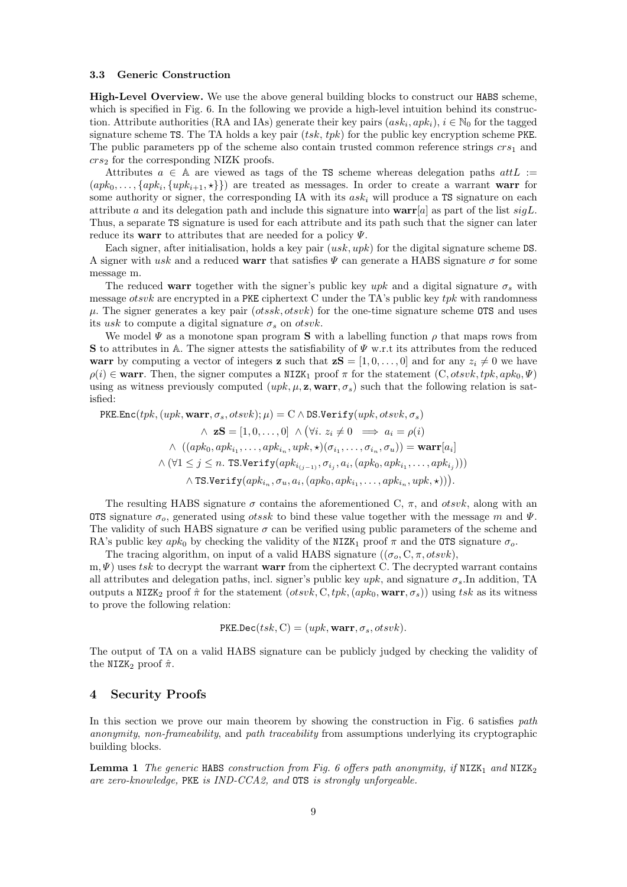### 3.3 Generic Construction

**High-Level Overview.** We use the above general building blocks to construct our HABS scheme, which is specified in Fig. 6. In the following we provide a high-level intuition behind its construction. Attribute authorities (RA and IAs) generate their key pairs $(ask_i, apk_i)$, $i \in \mathbb{N}_0$ for the tagged signature scheme TS. The TA holds a key pair $(tsk, tpk)$ for the public key encryption scheme PKE. The public parameters pp of the scheme also contain trusted common reference strings $crs_1$ and $crs_2$ for the corresponding NIZK proofs.

Attributes $a \in \mathbb{A}$ are viewed as tags of the TS scheme whereas delegation paths $attL := (apk_0, \ldots, \{apk_i, \{upk_{i+1}, \star\}\})$ are treated as messages. In order to create a warrant **warr** for some authority or signer, the corresponding IA with its $ask_i$ will produce a TS signature on each attribute $a$ and its delegation path and include this signature into $\mathbf{warr}[a]$ as part of the list $sigL$. Thus, a separate TS signature is used for each attribute and its path such that the signer can later reduce its **warr** to attributes that are needed for a policy $\Psi$.

Each signer, after initialisation, holds a key pair $(usk, upk)$ for the digital signature scheme DS. A signer with $usk$ and a reduced **warr** that satisfies $\Psi$ can generate a HABS signature $\sigma$ for some message m.

The reduced **warr** together with the signer's public key $upk$ and a digital signature $\sigma_s$ with message $otsvk$ are encrypted in a PKE ciphertext C under the TA's public key $tpk$ with randomness $\mu$. The signer generates a key pair $(otssk, otsvk)$ for the one-time signature scheme OTS and uses its $usk$ to compute a digital signature $\sigma_s$ on $otsvk$.

We model $\Psi$ as a monotone span program $\mathbf{S}$ with a labelling function $\rho$ that maps rows from $\mathbf{S}$ to attributes in $\mathbb{A}$. The signer attests the satisfiability of $\Psi$ w.r.t its attributes from the reduced **warr** by computing a vector of integers $\mathbf{z}$ such that $\mathbf{zS} = [1, 0, \ldots, 0]$ and for any $z_i \neq 0$ we have $\rho(i) \in \mathbf{warr}$. Then, the signer computes a $\mathtt{NIZK}_1$ proof $\pi$ for the statement $(\mathrm{C}, otsvk, tpk, apk_0, \Psi)$ using as witness previously computed $(upk, \mu, \mathbf{z}, \mathbf{warr}, \sigma_s)$ such that the following relation is satisfied:

$$
\begin{aligned}
\mathtt{PKE.Enc}(tpk, (upk, \mathbf{warr}, \sigma_s, otsvk); \mu) = \mathrm{C} \wedge \mathtt{DS.Verify}(upk, otsvk, \sigma_s) \\
\wedge\ \mathbf{zS} = [1, 0, \ldots, 0]\ \wedge \big(\forall i.\ z_i \neq 0 \implies a_i = \rho(i) \\
\wedge\ ((apk_0, apk_{i_1}, \ldots, apk_{i_n}, upk, \star)(\sigma_{i_1}, \ldots, \sigma_{i_n}, \sigma_u)) = \mathbf{warr}[a_i] \\
\wedge\, (\forall 1 \leq j \leq n.\ \mathtt{TS.Verify}(apk_{i_{(j-1)}}, \sigma_{i_j}, a_i, (apk_0, apk_{i_1}, \ldots, apk_{i_j}))) \\
\wedge\, \mathtt{TS.Verify}(apk_{i_n}, \sigma_u, a_i, (apk_0, apk_{i_1}, \ldots, apk_{i_n}, upk, \star))\big).
\end{aligned}
$$

The resulting HABS signature $\sigma$ contains the aforementioned C, $\pi$, and $otsvk$, along with an OTS signature $\sigma_o$, generated using $otssk$ to bind these value together with the message $m$ and $\Psi$. The validity of such HABS signature $\sigma$ can be verified using public parameters of the scheme and RA's public key $apk_0$ by checking the validity of the $\mathtt{NIZK}_1$ proof $\pi$ and the OTS signature $\sigma_o$.

The tracing algorithm, on input of a valid HABS signature $((\sigma_o, \mathrm{C}, \pi, otsvk)$, $\mathrm{m}, \Psi)$ uses $tsk$ to decrypt the warrant **warr** from the ciphertext C. The decrypted warrant contains all attributes and delegation paths, incl. signer's public key $upk$, and signature $\sigma_s$.In addition, TA outputs a $\mathtt{NIZK}_2$ proof $\hat{\pi}$ for the statement $(otsvk, \mathrm{C}, tpk, (apk_0, \mathbf{warr}, \sigma_s))$ using $tsk$ as its witness to prove the following relation:

$$
\mathtt{PKE.Dec}(tsk, \mathrm{C}) = (upk, \mathbf{warr}, \sigma_s, otsvk).
$$

The output of TA on a valid HABS signature can be publicly judged by checking the validity of the $\mathtt{NIZK}_2$ proof $\hat{\pi}$.

## 4 Security Proofs

In this section we prove our main theorem by showing the construction in Fig. 6 satisfies *path anonymity*, *non-frameability*, and *path traceability* from assumptions underlying its cryptographic building blocks.

**Lemma 1** *The generic HABS construction from Fig. 6 offers path anonymity, if $\mathtt{NIZK}_1$ and $\mathtt{NIZK}_2$ are zero-knowledge, PKE is IND-CCA2, and OTS is strongly unforgeable.*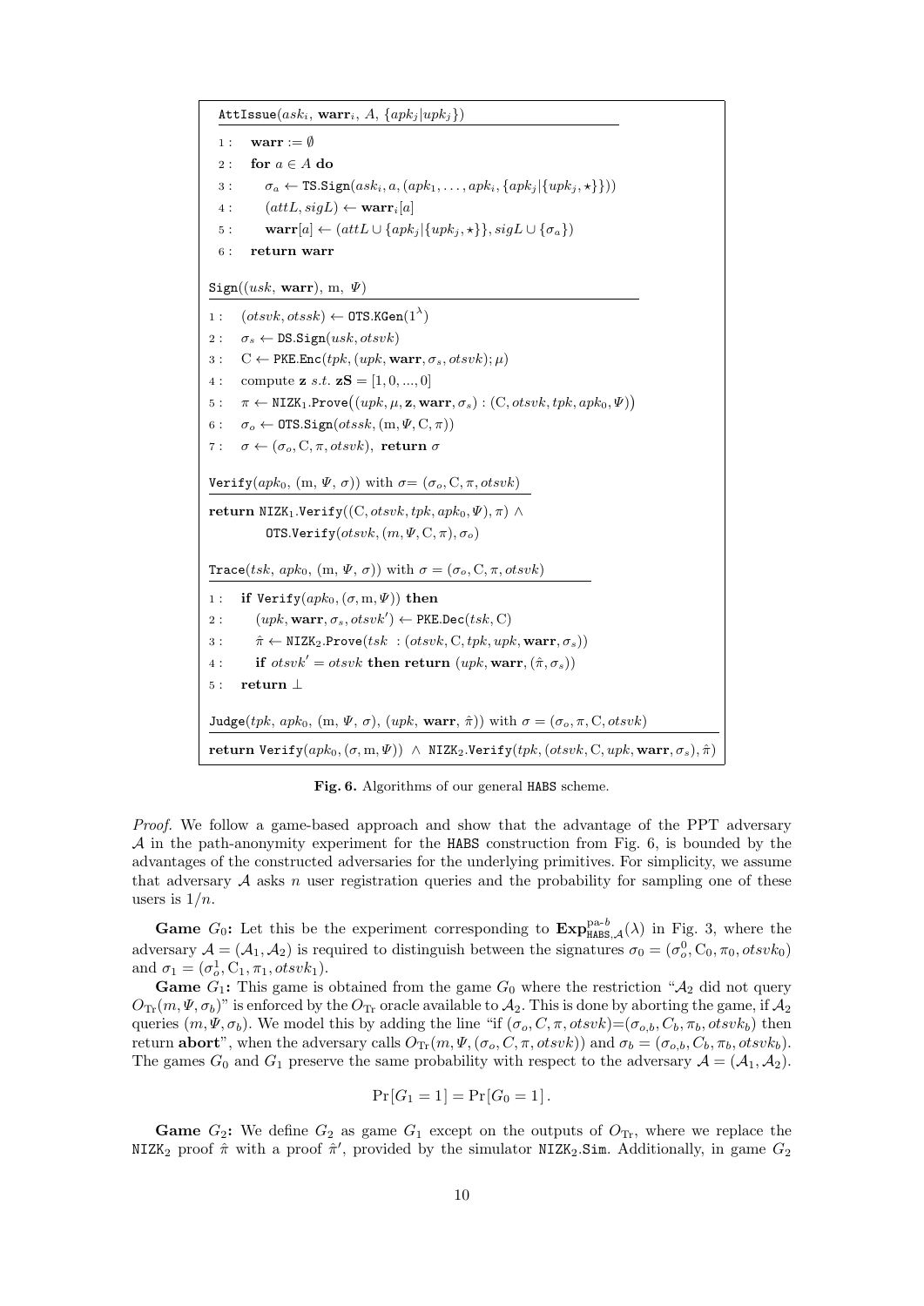```
AttIssue(ask_i, warr_i, A, {apk_j|upk_j})

1 :  warr := ∅
2 :  for a ∈ A do
3 :     σ_a ← TS.Sign(ask_i, a, (apk_1, ..., apk_i, {apk_j|{upk_j, ⋆}}))
4 :     (attL, sigL) ← warr_i[a]
5 :     warr[a] ← (attL ∪ {apk_j|{upk_j, ⋆}}, sigL ∪ {σ_a})
6 :  return warr

Sign((usk, warr), m, Ψ)

1 :  (otsvk, otssk) ← OTS.KGen(1^λ)
2 :  σ_s ← DS.Sign(usk, otsvk)
3 :  C ← PKE.Enc(tpk, (upk, warr, σ_s, otsvk); μ)
4 :  compute z s.t. zS = [1, 0, ..., 0]
5 :  π ← NIZK_1.Prove((upk, μ, z, warr, σ_s) : (C, otsvk, tpk, apk_0, Ψ))
6 :  σ_o ← OTS.Sign(otssk, (m, Ψ, C, π))
7 :  σ ← (σ_o, C, π, otsvk),  return σ

Verify(apk_0, (m, Ψ, σ)) with σ = (σ_o, C, π, otsvk)

return NIZK_1.Verify((C, otsvk, tpk, apk_0, Ψ), π) ∧
       OTS.Verify(otsvk, (m, Ψ, C, π), σ_o)

Trace(tsk, apk_0, (m, Ψ, σ)) with σ = (σ_o, C, π, otsvk)

1 :  if Verify(apk_0, (σ, m, Ψ)) then
2 :     (upk, warr, σ_s, otsvk') ← PKE.Dec(tsk, C)
3 :     π̂ ← NIZK_2.Prove(tsk : (otsvk, C, tpk, upk, warr, σ_s))
4 :     if otsvk' = otsvk then return (upk, warr, (π̂, σ_s))
5 :  return ⊥

Judge(tpk, apk_0, (m, Ψ, σ), (upk, warr, π̂)) with σ = (σ_o, π, C, otsvk)

return Verify(apk_0, (σ, m, Ψ)) ∧ NIZK_2.Verify(tpk, (otsvk, C, upk, warr, σ_s), π̂)
```

**Fig. 6.** Algorithms of our general HABS scheme.

*Proof.* We follow a game-based approach and show that the advantage of the PPT adversary $\mathcal{A}$ in the path-anonymity experiment for the HABS construction from Fig. 6, is bounded by the advantages of the constructed adversaries for the underlying primitives. For simplicity, we assume that adversary $\mathcal{A}$ asks $n$ user registration queries and the probability for sampling one of these users is $1/n$.

**Game $G_0$:** Let this be the experiment corresponding to $\mathbf{Exp}^{\text{pa-}b}_{\text{HABS},\mathcal{A}}(\lambda)$ in Fig. 3, where the adversary $\mathcal{A} = (\mathcal{A}_1, \mathcal{A}_2)$ is required to distinguish between the signatures $\sigma_0 = (\sigma_o^0, \mathrm{C}_0, \pi_0, otsvk_0)$ and $\sigma_1 = (\sigma_o^1, \mathrm{C}_1, \pi_1, otsvk_1)$.

**Game $G_1$:** This game is obtained from the game $G_0$ where the restriction "$\mathcal{A}_2$ did not query $O_{\text{Tr}}(m, \Psi, \sigma_b)$" is enforced by the $O_{\text{Tr}}$ oracle available to $\mathcal{A}_2$. This is done by aborting the game, if $\mathcal{A}_2$ queries $(m, \Psi, \sigma_b)$. We model this by adding the line "if $(\sigma_o, C, \pi, otsvk) = (\sigma_{o,b}, C_b, \pi_b, otsvk_b)$ then return **abort**", when the adversary calls $O_{\text{Tr}}(m, \Psi, (\sigma_o, C, \pi, otsvk))$ and $\sigma_b = (\sigma_{o,b}, C_b, \pi_b, otsvk_b)$. The games $G_0$ and $G_1$ preserve the same probability with respect to the adversary $\mathcal{A} = (\mathcal{A}_1, \mathcal{A}_2)$.

$$\Pr[G_1 = 1] = \Pr[G_0 = 1].$$

**Game $G_2$:** We define $G_2$ as game $G_1$ except on the outputs of $O_{\text{Tr}}$, where we replace the $\text{NIZK}_2$ proof $\hat{\pi}$ with a proof $\hat{\pi}'$, provided by the simulator $\text{NIZK}_2.\text{Sim}$. Additionally, in game $G_2$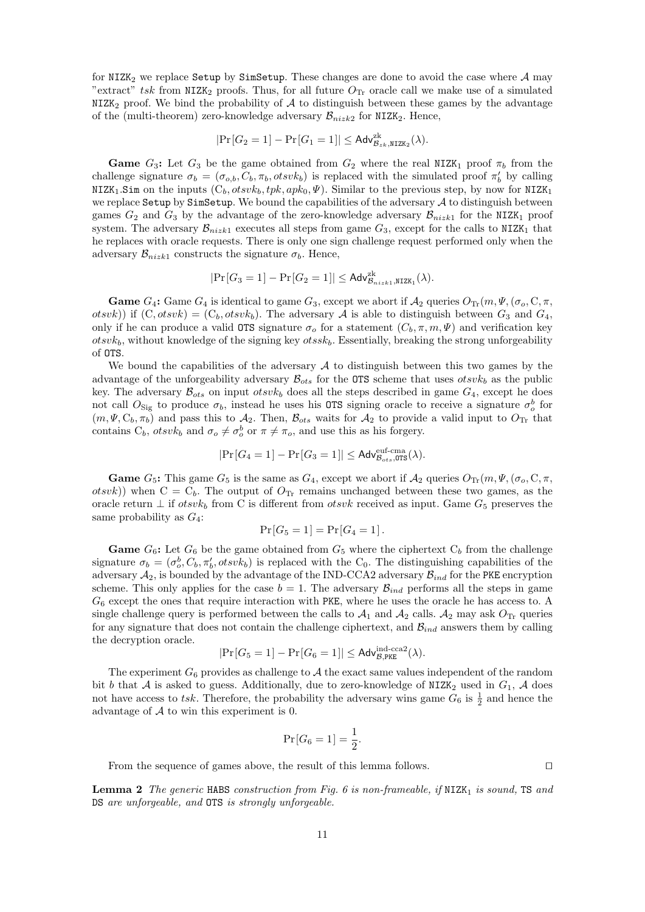for $\mathtt{NIZK}_2$ we replace $\mathtt{Setup}$ by $\mathtt{SimSetup}$. These changes are done to avoid the case where $\mathcal{A}$ may "extract" $tsk$ from $\mathtt{NIZK}_2$ proofs. Thus, for all future $O_{\mathrm{Tr}}$ oracle call we make use of a simulated $\mathtt{NIZK}_2$ proof. We bind the probability of $\mathcal{A}$ to distinguish between these games by the advantage of the (multi-theorem) zero-knowledge adversary $\mathcal{B}_{nizk2}$ for $\mathtt{NIZK}_2$. Hence,

$$|\Pr[G_2 = 1] - \Pr[G_1 = 1]| \leq \mathsf{Adv}^{\mathrm{zk}}_{\mathcal{B}_{zk},\mathtt{NIZK}_2}(\lambda).$$

**Game $G_3$:** Let $G_3$ be the game obtained from $G_2$ where the real $\mathtt{NIZK}_1$ proof $\pi_b$ from the challenge signature $\sigma_b = (\sigma_{o,b}, C_b, \pi_b, otsvk_b)$ is replaced with the simulated proof $\pi'_b$ by calling $\mathtt{NIZK}_1.\mathtt{Sim}$ on the inputs $(C_b, otsvk_b, tpk, apk_0, \Psi)$. Similar to the previous step, by now for $\mathtt{NIZK}_1$ we replace $\mathtt{Setup}$ by $\mathtt{SimSetup}$. We bound the capabilities of the adversary $\mathcal{A}$ to distinguish between games $G_2$ and $G_3$ by the advantage of the zero-knowledge adversary $\mathcal{B}_{nizk1}$ for the $\mathtt{NIZK}_1$ proof system. The adversary $\mathcal{B}_{nizk1}$ executes all steps from game $G_3$, except for the calls to $\mathtt{NIZK}_1$ that he replaces with oracle requests. There is only one sign challenge request performed only when the adversary $\mathcal{B}_{nizk1}$ constructs the signature $\sigma_b$. Hence,

$$|\Pr[G_3 = 1] - \Pr[G_2 = 1]| \leq \mathsf{Adv}^{\mathrm{zk}}_{\mathcal{B}_{nizk1},\mathtt{NIZK}_1}(\lambda).$$

**Game $G_4$:** Game $G_4$ is identical to game $G_3$, except we abort if $\mathcal{A}_2$ queries $O_{\mathrm{Tr}}(m, \Psi, (\sigma_o, C, \pi, otsvk))$ if $(C, otsvk) = (C_b, otsvk_b)$. The adversary $\mathcal{A}$ is able to distinguish between $G_3$ and $G_4$, only if he can produce a valid $\mathtt{OTS}$ signature $\sigma_o$ for a statement $(C_b, \pi, m, \Psi)$ and verification key $otsvk_b$, without knowledge of the signing key $otssk_b$. Essentially, breaking the strong unforgeability of $\mathtt{OTS}$.

We bound the capabilities of the adversary $\mathcal{A}$ to distinguish between this two games by the advantage of the unforgeability adversary $\mathcal{B}_{ots}$ for the $\mathtt{OTS}$ scheme that uses $otsvk_b$ as the public key. The adversary $\mathcal{B}_{ots}$ on input $otsvk_b$ does all the steps described in game $G_4$, except he does not call $O_{\mathrm{Sig}}$ to produce $\sigma_b$, instead he uses his $\mathtt{OTS}$ signing oracle to receive a signature $\sigma_o^b$ for $(m, \Psi, C_b, \pi_b)$ and pass this to $\mathcal{A}_2$. Then, $\mathcal{B}_{ots}$ waits for $\mathcal{A}_2$ to provide a valid input to $O_{\mathrm{Tr}}$ that contains $C_b$, $otsvk_b$ and $\sigma_o \neq \sigma_o^b$ or $\pi \neq \pi_o$, and use this as his forgery.

$$|\Pr[G_4 = 1] - \Pr[G_3 = 1]| \leq \mathsf{Adv}^{\text{euf-cma}}_{\mathcal{B}_{ots},\mathtt{OTS}}(\lambda).$$

**Game $G_5$:** This game $G_5$ is the same as $G_4$, except we abort if $\mathcal{A}_2$ queries $O_{\mathrm{Tr}}(m, \Psi, (\sigma_o, C, \pi, otsvk))$ when $C = C_b$. The output of $O_{\mathrm{Tr}}$ remains unchanged between these two games, as the oracle return $\perp$ if $otsvk_b$ from C is different from $otsvk$ received as input. Game $G_5$ preserves the same probability as $G_4$:

$$\Pr[G_5 = 1] = \Pr[G_4 = 1].$$

**Game $G_6$:** Let $G_6$ be the game obtained from $G_5$ where the ciphertext $C_b$ from the challenge signature $\sigma_b = (\sigma_o^b, C_b, \pi'_b, otsvk_b)$ is replaced with the $C_0$. The distinguishing capabilities of the adversary $\mathcal{A}_2$, is bounded by the advantage of the IND-CCA2 adversary $\mathcal{B}_{ind}$ for the $\mathtt{PKE}$ encryption scheme. This only applies for the case $b = 1$. The adversary $\mathcal{B}_{ind}$ performs all the steps in game $G_6$ except the ones that require interaction with $\mathtt{PKE}$, where he uses the oracle he has access to. A single challenge query is performed between the calls to $\mathcal{A}_1$ and $\mathcal{A}_2$ calls. $\mathcal{A}_2$ may ask $O_{\mathrm{Tr}}$ queries for any signature that does not contain the challenge ciphertext, and $\mathcal{B}_{ind}$ answers them by calling the decryption oracle.

$$|\Pr[G_5 = 1] - \Pr[G_6 = 1]| \leq \mathsf{Adv}^{\text{ind-cca2}}_{\mathcal{B},\mathtt{PKE}}(\lambda).$$

The experiment $G_6$ provides as challenge to $\mathcal{A}$ the exact same values independent of the random bit $b$ that $\mathcal{A}$ is asked to guess. Additionally, due to zero-knowledge of $\mathtt{NIZK}_2$ used in $G_1$, $\mathcal{A}$ does not have access to $tsk$. Therefore, the probability the adversary wins game $G_6$ is $\frac{1}{2}$ and hence the advantage of $\mathcal{A}$ to win this experiment is 0.

$$\Pr[G_6 = 1] = \frac{1}{2}.$$

From the sequence of games above, the result of this lemma follows. □

**Lemma 2** *The generic* $\mathtt{HABS}$ *construction from Fig. 6 is non-frameable, if* $\mathtt{NIZK}_1$ *is sound,* $\mathtt{TS}$ *and* $\mathtt{DS}$ *are unforgeable, and* $\mathtt{OTS}$ *is strongly unforgeable.*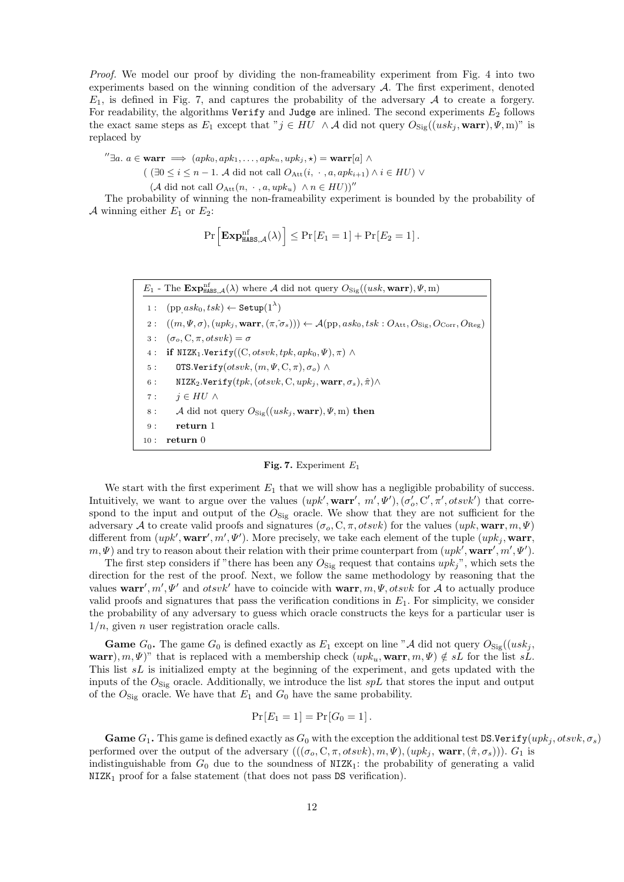*Proof.* We model our proof by dividing the non-frameability experiment from Fig. 4 into two experiments based on the winning condition of the adversary $\mathcal{A}$. The first experiment, denoted $E_1$, is defined in Fig. 7, and captures the probability of the adversary $\mathcal{A}$ to create a forgery. For readability, the algorithms Verify and Judge are inlined. The second experiments $E_2$ follows the exact same steps as $E_1$ except that "$j \in HU \;\wedge \mathcal{A}$ did not query $O_{\text{Sig}}((usk_j, \mathbf{warr}), \Psi, \mathrm{m})$" is replaced by

$$
\begin{aligned}
''\exists a.\ a \in \mathbf{warr} \implies & (apk_0, apk_1, \ldots, apk_n, upk_j, \star) = \mathbf{warr}[a] \wedge \\
& ((\exists 0 \le i \le n-1.\ \mathcal{A} \text{ did not call } O_{\text{Att}}(i, \cdot, a, apk_{i+1}) \wedge i \in HU) \vee \\
& (\mathcal{A} \text{ did not call } O_{\text{Att}}(n, \cdot, a, upk_u) \wedge n \in HU))''
\end{aligned}
$$

The probability of winning the non-frameability experiment is bounded by the probability of $\mathcal{A}$ winning either $E_1$ or $E_2$:

$$
\Pr\left[\mathbf{Exp}^{\text{nf}}_{\mathtt{HABS},\mathcal{A}}(\lambda)\right] \le \Pr[E_1 = 1] + \Pr[E_2 = 1].
$$

| $E_1$ - The $\mathbf{Exp}^{\text{nf}}_{\mathtt{HABS},\mathcal{A}}(\lambda)$ where $\mathcal{A}$ did not query $O_{\text{Sig}}((usk, \mathbf{warr}), \Psi, \mathrm{m})$ |
|---|
| 1 : $(\mathrm{pp}, ask_0, tsk) \leftarrow \mathtt{Setup}(1^\lambda)$ |
| 2 : $((m, \Psi, \sigma), (upk_j, \mathbf{warr}, (\pi, \hat{\sigma}_s))) \leftarrow \mathcal{A}(\mathrm{pp}, ask_0, tsk : O_{\text{Att}}, O_{\text{Sig}}, O_{\text{Corr}}, O_{\text{Reg}})$ |
| 3 : $(\sigma_o, \mathrm{C}, \pi, otsvk) = \sigma$ |
| 4 : **if** $\mathtt{NIZK}_1.\mathtt{Verify}((\mathrm{C}, otsvk, tpk, apk_0, \Psi), \pi)$ $\wedge$ |
| 5 : $\quad$ $\mathtt{OTS.Verify}(otsvk, (m, \Psi, \mathrm{C}, \pi), \sigma_o)$ $\wedge$ |
| 6 : $\quad$ $\mathtt{NIZK}_2.\mathtt{Verify}(tpk, (otsvk, \mathrm{C}, upk_j, \mathbf{warr}, \sigma_s), \hat{\pi})\wedge$ |
| 7 : $\quad$ $j \in HU$ $\wedge$ |
| 8 : $\quad$ $\mathcal{A}$ did not query $O_{\text{Sig}}((usk_j, \mathbf{warr}), \Psi, \mathrm{m})$ **then** |
| 9 : $\quad$ **return** 1 |
| 10 : **return** 0 |

**Fig. 7.** Experiment $E_1$

We start with the first experiment $E_1$ that we will show has a negligible probability of success. Intuitively, we want to argue over the values $(upk', \mathbf{warr}', m', \Psi'), (\sigma'_o, \mathrm{C}', \pi', otsvk')$ that correspond to the input and output of the $O_{\text{Sig}}$ oracle. We show that they are not sufficient for the adversary $\mathcal{A}$ to create valid proofs and signatures $(\sigma_o, \mathrm{C}, \pi, otsvk)$ for the values $(upk, \mathbf{warr}, m, \Psi)$ different from $(upk', \mathbf{warr}', m', \Psi')$. More precisely, we take each element of the tuple $(upk_j, \mathbf{warr}, m, \Psi)$ and try to reason about their relation with their prime counterpart from $(upk', \mathbf{warr}', m', \Psi')$.

The first step considers if "there has been any $O_{\text{Sig}}$ request that contains $upk_j$", which sets the direction for the rest of the proof. Next, we follow the same methodology by reasoning that the values $\mathbf{warr}', m', \Psi'$ and $otsvk'$ have to coincide with $\mathbf{warr}, m, \Psi, otsvk$ for $\mathcal{A}$ to actually produce valid proofs and signatures that pass the verification conditions in $E_1$. For simplicity, we consider the probability of any adversary to guess which oracle constructs the keys for a particular user is $1/n$, given $n$ user registration oracle calls.

**Game $G_0$.** The game $G_0$ is defined exactly as $E_1$ except on line "$\mathcal{A}$ did not query $O_{\text{Sig}}((usk_j, \mathbf{warr}), m, \Psi)$" that is replaced with a membership check $(upk_u, \mathbf{warr}, m, \Psi) \notin sL$ for the list $sL$. This list $sL$ is initialized empty at the beginning of the experiment, and gets updated with the inputs of the $O_{\text{Sig}}$ oracle. Additionally, we introduce the list $spL$ that stores the input and output of the $O_{\text{Sig}}$ oracle. We have that $E_1$ and $G_0$ have the same probability.

$$
\Pr[E_1 = 1] = \Pr[G_0 = 1].
$$

**Game $G_1$.** This game is defined exactly as $G_0$ with the exception the additional test $\mathtt{DS.Verify}(upk_j, otsvk, \sigma_s)$ performed over the output of the adversary $(((\sigma_o, \mathrm{C}, \pi, otsvk), m, \Psi), (upk_j, \mathbf{warr}, (\hat{\pi}, \sigma_s)))$. $G_1$ is indistinguishable from $G_0$ due to the soundness of $\mathtt{NIZK}_1$: the probability of generating a valid $\mathtt{NIZK}_1$ proof for a false statement (that does not pass DS verification).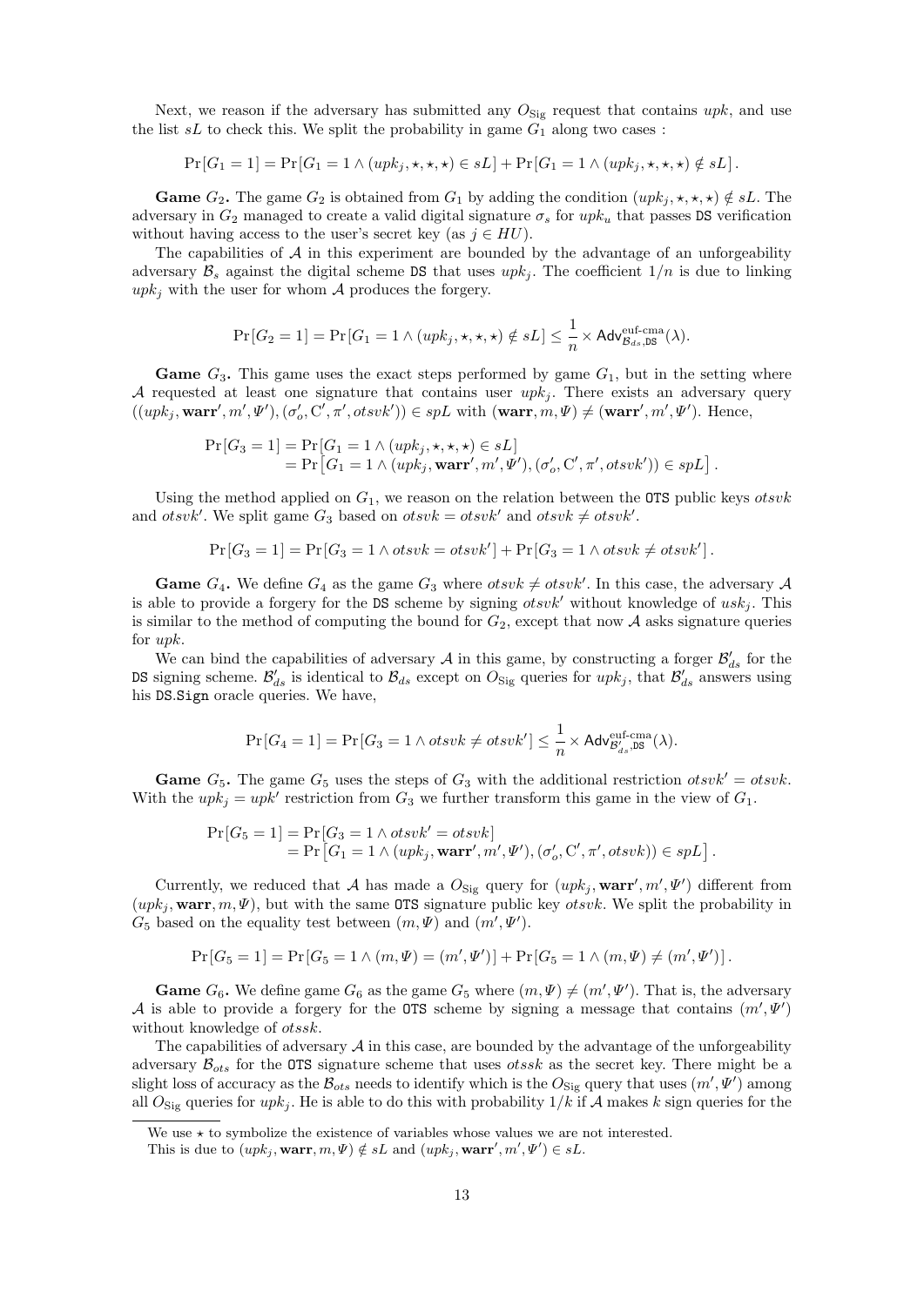Next, we reason if the adversary has submitted any $O_{\text{Sig}}$ request that contains $upk$, and use the list $sL$ to check this. We split the probability in game $G_1$ along two cases :

$$\Pr[G_1 = 1] = \Pr[G_1 = 1 \wedge (upk_j, \star, \star, \star) \in sL] + \Pr[G_1 = 1 \wedge (upk_j, \star, \star, \star) \notin sL].$$

**Game $G_2$.** The game $G_2$ is obtained from $G_1$ by adding the condition $(upk_j, \star, \star, \star) \notin sL$. The adversary in $G_2$ managed to create a valid digital signature $\sigma_s$ for $upk_u$ that passes DS verification without having access to the user's secret key (as $j \in HU$).

The capabilities of $\mathcal{A}$ in this experiment are bounded by the advantage of an unforgeability adversary $\mathcal{B}_s$ against the digital scheme DS that uses $upk_j$. The coefficient $1/n$ is due to linking $upk_j$ with the user for whom $\mathcal{A}$ produces the forgery.

$$\Pr[G_2 = 1] = \Pr[G_1 = 1 \wedge (upk_j, \star, \star, \star) \notin sL] \leq \frac{1}{n} \times \mathsf{Adv}^{\text{euf-cma}}_{\mathcal{B}_{ds}, \texttt{DS}}(\lambda).$$

**Game $G_3$.** This game uses the exact steps performed by game $G_1$, but in the setting where $\mathcal{A}$ requested at least one signature that contains user $upk_j$. There exists an adversary query $((upk_j, \mathbf{warr}', m', \Psi'), (\sigma'_o, \mathrm{C}', \pi', otsvk')) \in spL$ with $(\mathbf{warr}, m, \Psi) \neq (\mathbf{warr}', m', \Psi')$. Hence,

$$\begin{aligned}
\Pr[G_3 = 1] &= \Pr[G_1 = 1 \wedge (upk_j, \star, \star, \star) \in sL] \\
&= \Pr\left[G_1 = 1 \wedge (upk_j, \mathbf{warr}', m', \Psi'), (\sigma'_o, \mathrm{C}', \pi', otsvk')) \in spL\right].
\end{aligned}$$

Using the method applied on $G_1$, we reason on the relation between the OTS public keys $otsvk$ and $otsvk'$. We split game $G_3$ based on $otsvk = otsvk'$ and $otsvk \neq otsvk'$.

$$\Pr[G_3 = 1] = \Pr[G_3 = 1 \wedge otsvk = otsvk'] + \Pr[G_3 = 1 \wedge otsvk \neq otsvk'].$$

**Game $G_4$.** We define $G_4$ as the game $G_3$ where $otsvk \neq otsvk'$. In this case, the adversary $\mathcal{A}$ is able to provide a forgery for the DS scheme by signing $otsvk'$ without knowledge of $usk_j$. This is similar to the method of computing the bound for $G_2$, except that now $\mathcal{A}$ asks signature queries for $upk$.

We can bind the capabilities of adversary $\mathcal{A}$ in this game, by constructing a forger $\mathcal{B}'_{ds}$ for the DS signing scheme. $\mathcal{B}'_{ds}$ is identical to $\mathcal{B}_{ds}$ except on $O_{\text{Sig}}$ queries for $upk_j$, that $\mathcal{B}'_{ds}$ answers using his DS.Sign oracle queries. We have,

$$\Pr[G_4 = 1] = \Pr[G_3 = 1 \wedge otsvk \neq otsvk'] \leq \frac{1}{n} \times \mathsf{Adv}^{\text{euf-cma}}_{\mathcal{B}'_{ds}, \texttt{DS}}(\lambda).$$

**Game $G_5$.** The game $G_5$ uses the steps of $G_3$ with the additional restriction $otsvk' = otsvk$. With the $upk_j = upk'$ restriction from $G_3$ we further transform this game in the view of $G_1$.

$$\begin{aligned}
\Pr[G_5 = 1] &= \Pr[G_3 = 1 \wedge otsvk' = otsvk] \\
&= \Pr\left[G_1 = 1 \wedge (upk_j, \mathbf{warr}', m', \Psi'), (\sigma'_o, \mathrm{C}', \pi', otsvk)) \in spL\right].
\end{aligned}$$

Currently, we reduced that $\mathcal{A}$ has made a $O_{\text{Sig}}$ query for $(upk_j, \mathbf{warr}', m', \Psi')$ different from $(upk_j, \mathbf{warr}, m, \Psi)$, but with the same OTS signature public key $otsvk$. We split the probability in $G_5$ based on the equality test between $(m, \Psi)$ and $(m', \Psi')$.

$$\Pr[G_5 = 1] = \Pr[G_5 = 1 \wedge (m, \Psi) = (m', \Psi')] + \Pr[G_5 = 1 \wedge (m, \Psi) \neq (m', \Psi')].$$

**Game $G_6$.** We define game $G_6$ as the game $G_5$ where $(m, \Psi) \neq (m', \Psi')$. That is, the adversary $\mathcal{A}$ is able to provide a forgery for the OTS scheme by signing a message that contains $(m', \Psi')$ without knowledge of $otssk$.

The capabilities of adversary $\mathcal{A}$ in this case, are bounded by the advantage of the unforgeability adversary $\mathcal{B}_{ots}$ for the OTS signature scheme that uses $otssk$ as the secret key. There might be a slight loss of accuracy as the $\mathcal{B}_{ots}$ needs to identify which is the $O_{\text{Sig}}$ query that uses $(m', \Psi')$ among all $O_{\text{Sig}}$ queries for $upk_j$. He is able to do this with probability $1/k$ if $\mathcal{A}$ makes $k$ sign queries for the

---

We use $\star$ to symbolize the existence of variables whose values we are not interested.

This is due to $(upk_j, \mathbf{warr}, m, \Psi) \notin sL$ and $(upk_j, \mathbf{warr}', m', \Psi') \in sL$.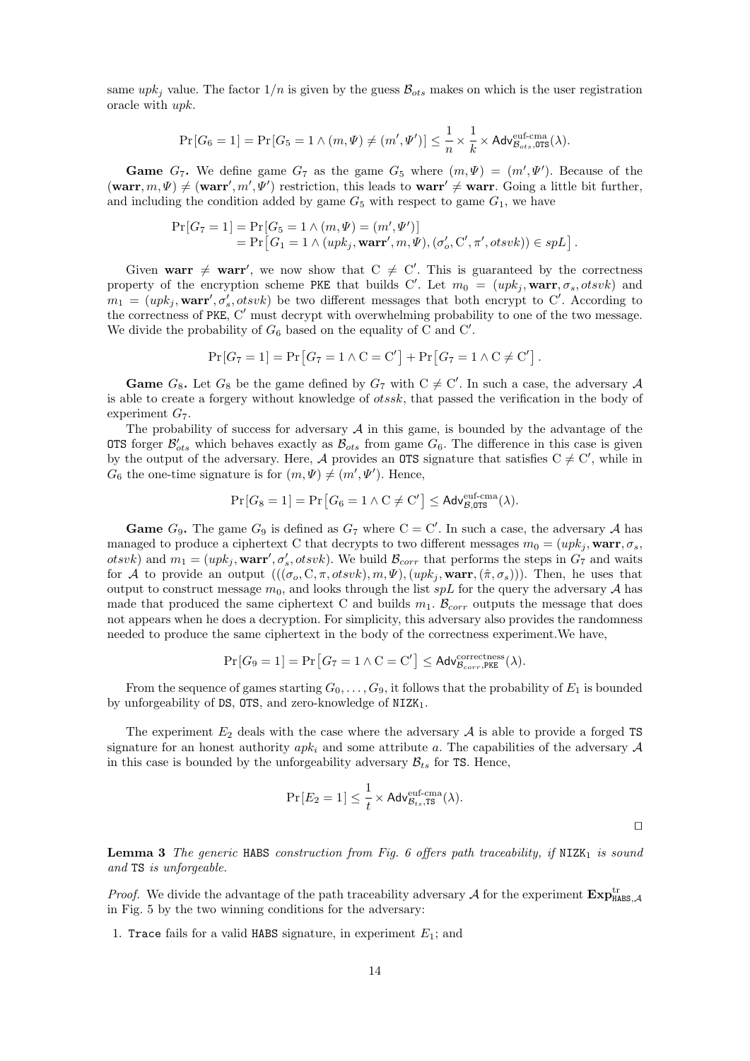same $upk_j$ value. The factor $1/n$ is given by the guess $\mathcal{B}_{ots}$ makes on which is the user registration oracle with $upk$.

$$\Pr[G_6 = 1] = \Pr[G_5 = 1 \wedge (m, \Psi) \neq (m', \Psi')] \leq \frac{1}{n} \times \frac{1}{k} \times \mathsf{Adv}^{\text{euf-cma}}_{\mathcal{B}_{ots},\mathtt{OTS}}(\lambda).$$

**Game** $G_7$**.** We define game $G_7$ as the game $G_5$ where $(m, \Psi) = (m', \Psi')$. Because of the $(\mathbf{warr}, m, \Psi) \neq (\mathbf{warr}', m', \Psi')$ restriction, this leads to $\mathbf{warr}' \neq \mathbf{warr}$. Going a little bit further, and including the condition added by game $G_5$ with respect to game $G_1$, we have

$$\begin{aligned}\Pr[G_7 = 1] &= \Pr[G_5 = 1 \wedge (m, \Psi) = (m', \Psi')] \\ &= \Pr\left[G_1 = 1 \wedge (upk_j, \mathbf{warr}', m, \Psi), (\sigma_o', \mathrm{C}', \pi', otsvk)) \in spL\right].\end{aligned}$$

Given $\mathbf{warr} \neq \mathbf{warr}'$, we now show that $\mathrm{C} \neq \mathrm{C}'$. This is guaranteed by the correctness property of the encryption scheme PKE that builds $\mathrm{C}'$. Let $m_0 = (upk_j, \mathbf{warr}, \sigma_s, otsvk)$ and $m_1 = (upk_j, \mathbf{warr}', \sigma_s', otsvk)$ be two different messages that both encrypt to $\mathrm{C}'$. According to the correctness of PKE, $\mathrm{C}'$ must decrypt with overwhelming probability to one of the two message. We divide the probability of $G_6$ based on the equality of C and $\mathrm{C}'$.

$$\Pr[G_7 = 1] = \Pr\left[G_7 = 1 \wedge \mathrm{C} = \mathrm{C}'\right] + \Pr\left[G_7 = 1 \wedge \mathrm{C} \neq \mathrm{C}'\right].$$

**Game** $G_8$**.** Let $G_8$ be the game defined by $G_7$ with $\mathrm{C} \neq \mathrm{C}'$. In such a case, the adversary $\mathcal{A}$ is able to create a forgery without knowledge of $otssk$, that passed the verification in the body of experiment $G_7$.

The probability of success for adversary $\mathcal{A}$ in this game, is bounded by the advantage of the OTS forger $\mathcal{B}'_{ots}$ which behaves exactly as $\mathcal{B}_{ots}$ from game $G_6$. The difference in this case is given by the output of the adversary. Here, $\mathcal{A}$ provides an OTS signature that satisfies $\mathrm{C} \neq \mathrm{C}'$, while in $G_6$ the one-time signature is for $(m, \Psi) \neq (m', \Psi')$. Hence,

$$\Pr[G_8 = 1] = \Pr\left[G_6 = 1 \wedge \mathrm{C} \neq \mathrm{C}'\right] \leq \mathsf{Adv}^{\text{euf-cma}}_{\mathcal{B},\mathtt{OTS}}(\lambda).$$

**Game** $G_9$**.** The game $G_9$ is defined as $G_7$ where $\mathrm{C} = \mathrm{C}'$. In such a case, the adversary $\mathcal{A}$ has managed to produce a ciphertext C that decrypts to two different messages $m_0 = (upk_j, \mathbf{warr}, \sigma_s, otsvk)$ and $m_1 = (upk_j, \mathbf{warr}', \sigma_s', otsvk)$. We build $\mathcal{B}_{corr}$ that performs the steps in $G_7$ and waits for $\mathcal{A}$ to provide an output $(((\sigma_o, \mathrm{C}, \pi, otsvk), m, \Psi), (upk_j, \mathbf{warr}, (\hat{\pi}, \sigma_s)))$. Then, he uses that output to construct message $m_0$, and looks through the list $spL$ for the query the adversary $\mathcal{A}$ has made that produced the same ciphertext C and builds $m_1$. $\mathcal{B}_{corr}$ outputs the message that does not appears when he does a decryption. For simplicity, this adversary also provides the randomness needed to produce the same ciphertext in the body of the correctness experiment.We have,

$$\Pr[G_9 = 1] = \Pr\left[G_7 = 1 \wedge \mathrm{C} = \mathrm{C}'\right] \leq \mathsf{Adv}^{\text{correctness}}_{\mathcal{B}_{corr},\mathtt{PKE}}(\lambda).$$

From the sequence of games starting $G_0, \ldots, G_9$, it follows that the probability of $E_1$ is bounded by unforgeability of DS, OTS, and zero-knowledge of $\mathtt{NIZK}_1$.

The experiment $E_2$ deals with the case where the adversary $\mathcal{A}$ is able to provide a forged TS signature for an honest authority $apk_i$ and some attribute $a$. The capabilities of the adversary $\mathcal{A}$ in this case is bounded by the unforgeability adversary $\mathcal{B}_{ts}$ for TS. Hence,

$$\Pr[E_2 = 1] \leq \frac{1}{t} \times \mathsf{Adv}^{\text{euf-cma}}_{\mathcal{B}_{ts},\mathtt{TS}}(\lambda).$$

□

**Lemma 3** *The generic* HABS *construction from Fig. 6 offers path traceability, if* $\mathtt{NIZK}_1$ *is sound and* TS *is unforgeable.*

*Proof.* We divide the advantage of the path traceability adversary $\mathcal{A}$ for the experiment $\mathbf{Exp}^{\text{tr}}_{\mathtt{HABS},\mathcal{A}}$ in Fig. 5 by the two winning conditions for the adversary:

1. Trace fails for a valid HABS signature, in experiment $E_1$; and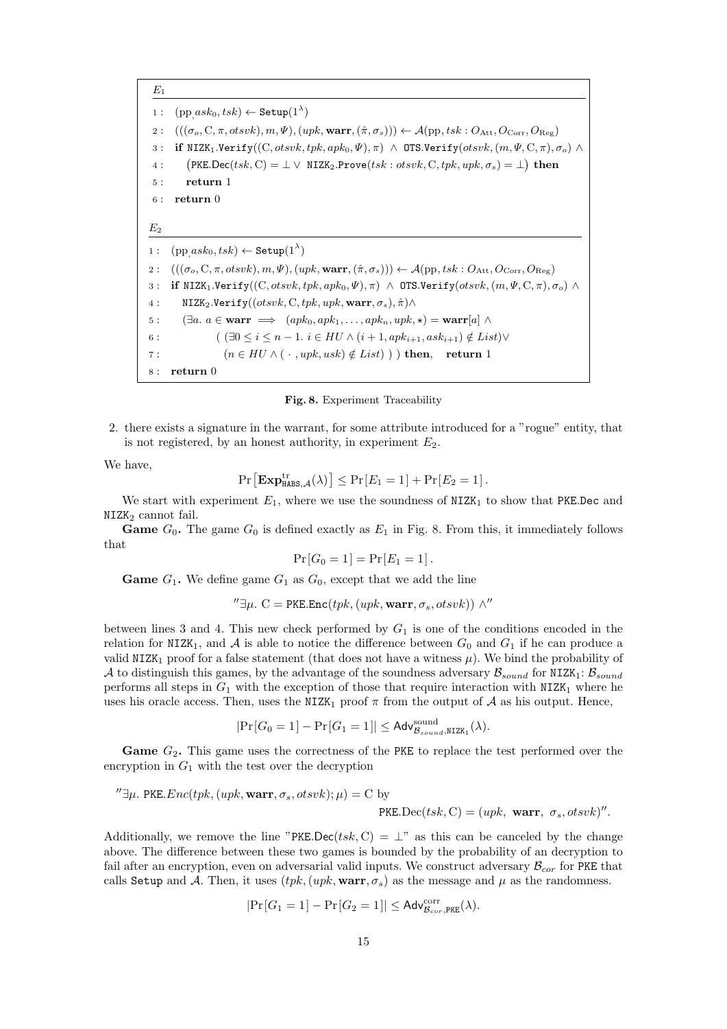$E_1$

```
1 :  (pp, ask_0, tsk) ← Setup(1^λ)
2 :  (((σ_o, C, π, otsvk), m, Ψ), (upk, warr, (π̂, σ_s))) ← A(pp, tsk : O_Att, O_Corr, O_Reg)
3 :  if NIZK_1.Verify((C, otsvk, tpk, apk_0, Ψ), π) ∧ OTS.Verify(otsvk, (m, Ψ, C, π), σ_o) ∧
4 :     (PKE.Dec(tsk, C) = ⊥ ∨ NIZK_2.Prove(tsk : otsvk, C, tpk, upk, σ_s) = ⊥) then
5 :     return 1
6 :  return 0
```

$E_2$

```
1 :  (pp, ask_0, tsk) ← Setup(1^λ)
2 :  (((σ_o, C, π, otsvk), m, Ψ), (upk, warr, (π̂, σ_s))) ← A(pp, tsk : O_Att, O_Corr, O_Reg)
3 :  if NIZK_1.Verify((C, otsvk, tpk, apk_0, Ψ), π) ∧ OTS.Verify(otsvk, (m, Ψ, C, π), σ_o) ∧
4 :     NIZK_2.Verify((otsvk, C, tpk, upk, warr, σ_s), π̂)∧
5 :     (∃a. a ∈ warr ⟹ (apk_0, apk_1, ..., apk_n, upk, ⋆) = warr[a] ∧
6 :          ( (∃0 ≤ i ≤ n − 1. i ∈ HU ∧ (i + 1, apk_{i+1}, ask_{i+1}) ∉ List)∨
7 :            (n ∈ HU ∧ ( · , upk, usk) ∉ List) ) ) then,   return 1
8 :  return 0
```

**Fig. 8.** Experiment Traceability

2. there exists a signature in the warrant, for some attribute introduced for a "rogue" entity, that is not registered, by an honest authority, in experiment $E_2$.

We have,

$$\Pr\left[\mathbf{Exp}^{\text{tr}}_{\text{HABS},\mathcal{A}}(\lambda)\right] \leq \Pr[E_1 = 1] + \Pr[E_2 = 1].$$

We start with experiment $E_1$, where we use the soundness of $\text{NIZK}_1$ to show that PKE.Dec and $\text{NIZK}_2$ cannot fail.

**Game $G_0$.** The game $G_0$ is defined exactly as $E_1$ in Fig. 8. From this, it immediately follows that

$$\Pr[G_0 = 1] = \Pr[E_1 = 1].$$

**Game $G_1$.** We define game $G_1$ as $G_0$, except that we add the line

$$''\exists\mu.\ \mathrm{C} = \text{PKE.Enc}(tpk, (upk, \mathbf{warr}, \sigma_s, otsvk)) \wedge''$$

between lines 3 and 4. This new check performed by $G_1$ is one of the conditions encoded in the relation for $\text{NIZK}_1$, and $\mathcal{A}$ is able to notice the difference between $G_0$ and $G_1$ if he can produce a valid $\text{NIZK}_1$ proof for a false statement (that does not have a witness $\mu$). We bind the probability of $\mathcal{A}$ to distinguish this games, by the advantage of the soundness adversary $\mathcal{B}_{sound}$ for $\text{NIZK}_1$: $\mathcal{B}_{sound}$ performs all steps in $G_1$ with the exception of those that require interaction with $\text{NIZK}_1$ where he uses his oracle access. Then, uses the $\text{NIZK}_1$ proof $\pi$ from the output of $\mathcal{A}$ as his output. Hence,

$$|\Pr[G_0 = 1] - \Pr[G_1 = 1]| \leq \mathsf{Adv}^{\text{sound}}_{\mathcal{B}_{sound},\text{NIZK}_1}(\lambda).$$

**Game $G_2$.** This game uses the correctness of the PKE to replace the test performed over the encryption in $G_1$ with the test over the decryption

$$''\exists\mu.\ \text{PKE}.Enc(tpk, (upk, \mathbf{warr}, \sigma_s, otsvk); \mu) = \mathrm{C} \text{ by}$$
$$\text{PKE.Dec}(tsk, \mathrm{C}) = (upk,\ \mathbf{warr},\ \sigma_s, otsvk)''.$$

Additionally, we remove the line "$\text{PKE.Dec}(tsk, \mathrm{C}) = \perp$" as this can be canceled by the change above. The difference between these two games is bounded by the probability of an decryption to fail after an encryption, even on adversarial valid inputs. We construct adversary $\mathcal{B}_{cor}$ for PKE that calls Setup and $\mathcal{A}$. Then, it uses $(tpk, (upk, \mathbf{warr}, \sigma_s)$ as the message and $\mu$ as the randomness.

$$|\Pr[G_1 = 1] - \Pr[G_2 = 1]| \leq \mathsf{Adv}^{\text{corr}}_{\mathcal{B}_{cor},\text{PKE}}(\lambda).$$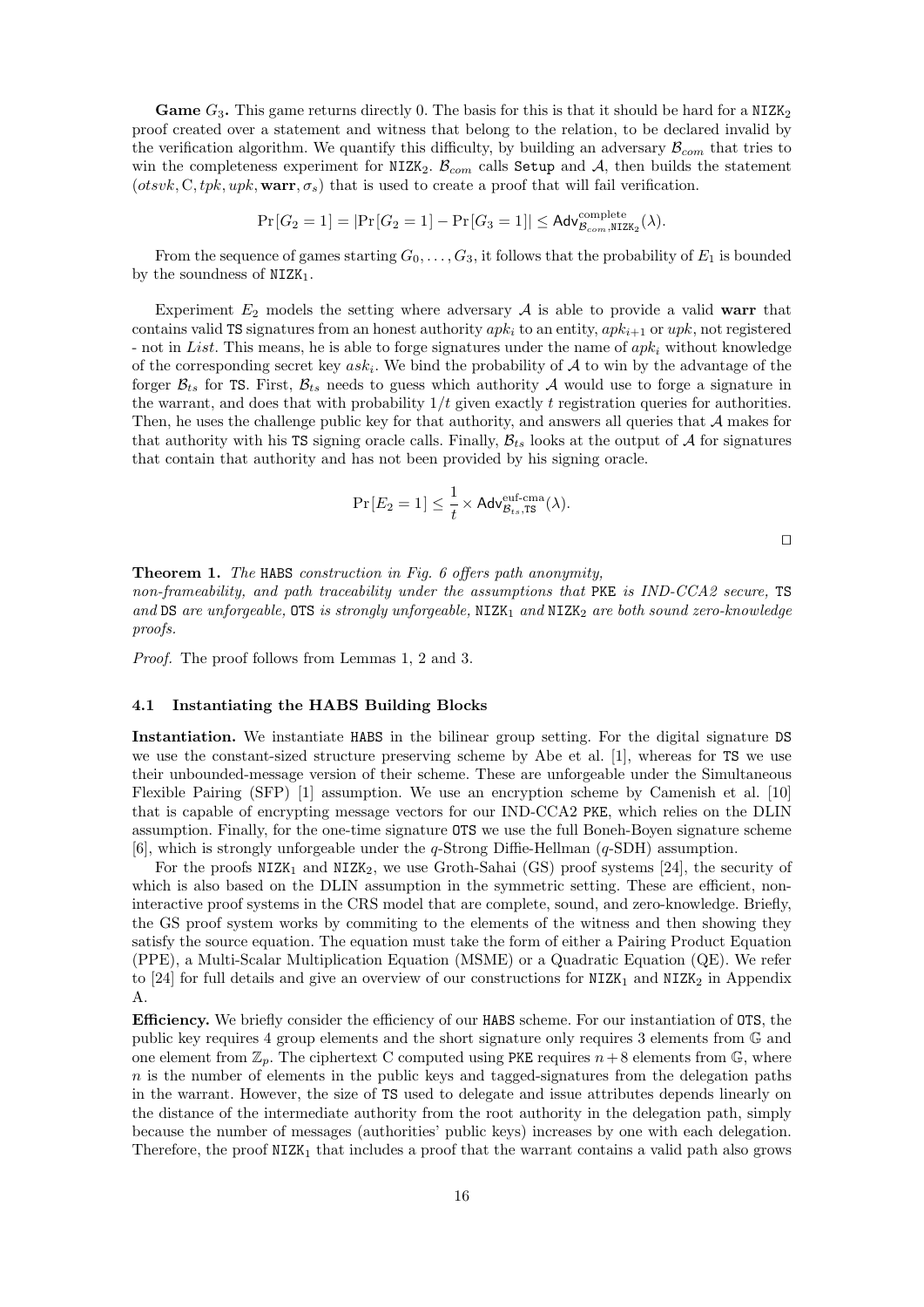**Game $G_3$.** This game returns directly 0. The basis for this is that it should be hard for a $\mathtt{NIZK}_2$ proof created over a statement and witness that belong to the relation, to be declared invalid by the verification algorithm. We quantify this difficulty, by building an adversary $\mathcal{B}_{com}$ that tries to win the completeness experiment for $\mathtt{NIZK}_2$. $\mathcal{B}_{com}$ calls `Setup` and $\mathcal{A}$, then builds the statement $(otsvk, \mathrm{C}, tpk, upk, \mathbf{warr}, \sigma_s)$ that is used to create a proof that will fail verification.

$$\Pr[G_2 = 1] = |\Pr[G_2 = 1] - \Pr[G_3 = 1]| \leq \mathsf{Adv}^{\text{complete}}_{\mathcal{B}_{com},\mathtt{NIZK}_2}(\lambda).$$

From the sequence of games starting $G_0, \ldots, G_3$, it follows that the probability of $E_1$ is bounded by the soundness of $\mathtt{NIZK}_1$.

Experiment $E_2$ models the setting where adversary $\mathcal{A}$ is able to provide a valid **warr** that contains valid `TS` signatures from an honest authority $apk_i$ to an entity, $apk_{i+1}$ or $upk$, not registered - not in $List$. This means, he is able to forge signatures under the name of $apk_i$ without knowledge of the corresponding secret key $ask_i$. We bind the probability of $\mathcal{A}$ to win by the advantage of the forger $\mathcal{B}_{ts}$ for `TS`. First, $\mathcal{B}_{ts}$ needs to guess which authority $\mathcal{A}$ would use to forge a signature in the warrant, and does that with probability $1/t$ given exactly $t$ registration queries for authorities. Then, he uses the challenge public key for that authority, and answers all queries that $\mathcal{A}$ makes for that authority with his `TS` signing oracle calls. Finally, $\mathcal{B}_{ts}$ looks at the output of $\mathcal{A}$ for signatures that contain that authority and has not been provided by his signing oracle.

$$\Pr[E_2 = 1] \leq \frac{1}{t} \times \mathsf{Adv}^{\text{euf-cma}}_{\mathcal{B}_{ts},\mathtt{TS}}(\lambda).$$

□

**Theorem 1.** *The* `HABS` *construction in Fig. 6 offers path anonymity, non-frameability, and path traceability under the assumptions that* `PKE` *is IND-CCA2 secure,* `TS` *and* `DS` *are unforgeable,* `OTS` *is strongly unforgeable,* $\mathtt{NIZK}_1$ *and* $\mathtt{NIZK}_2$ *are both sound zero-knowledge proofs.*

*Proof.* The proof follows from Lemmas 1, 2 and 3.

### 4.1 Instantiating the HABS Building Blocks

**Instantiation.** We instantiate `HABS` in the bilinear group setting. For the digital signature `DS` we use the constant-sized structure preserving scheme by Abe et al. [1], whereas for `TS` we use their unbounded-message version of their scheme. These are unforgeable under the Simultaneous Flexible Pairing (SFP) [1] assumption. We use an encryption scheme by Camenish et al. [10] that is capable of encrypting message vectors for our IND-CCA2 `PKE`, which relies on the DLIN assumption. Finally, for the one-time signature `OTS` we use the full Boneh-Boyen signature scheme [6], which is strongly unforgeable under the $q$-Strong Diffie-Hellman ($q$-SDH) assumption.

For the proofs $\mathtt{NIZK}_1$ and $\mathtt{NIZK}_2$, we use Groth-Sahai (GS) proof systems [24], the security of which is also based on the DLIN assumption in the symmetric setting. These are efficient, non-interactive proof systems in the CRS model that are complete, sound, and zero-knowledge. Briefly, the GS proof system works by commiting to the elements of the witness and then showing they satisfy the source equation. The equation must take the form of either a Pairing Product Equation (PPE), a Multi-Scalar Multiplication Equation (MSME) or a Quadratic Equation (QE). We refer to [24] for full details and give an overview of our constructions for $\mathtt{NIZK}_1$ and $\mathtt{NIZK}_2$ in Appendix A.

**Efficiency.** We briefly consider the efficiency of our `HABS` scheme. For our instantiation of `OTS`, the public key requires 4 group elements and the short signature only requires 3 elements from $\mathbb{G}$ and one element from $\mathbb{Z}_p$. The ciphertext C computed using `PKE` requires $n+8$ elements from $\mathbb{G}$, where $n$ is the number of elements in the public keys and tagged-signatures from the delegation paths in the warrant. However, the size of `TS` used to delegate and issue attributes depends linearly on the distance of the intermediate authority from the root authority in the delegation path, simply because the number of messages (authorities' public keys) increases by one with each delegation. Therefore, the proof $\mathtt{NIZK}_1$ that includes a proof that the warrant contains a valid path also grows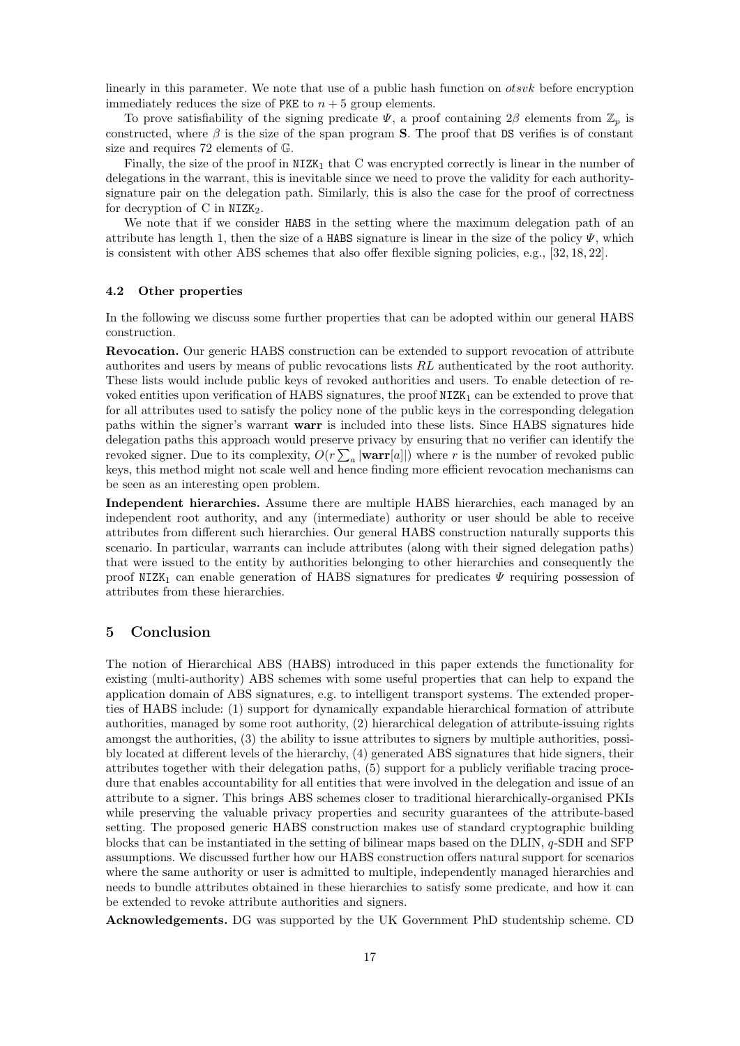linearly in this parameter. We note that use of a public hash function on *otsvk* before encryption immediately reduces the size of PKE to $n + 5$ group elements.

To prove satisfiability of the signing predicate $\Psi$, a proof containing $2\beta$ elements from $\mathbb{Z}_p$ is constructed, where $\beta$ is the size of the span program $\mathbf{S}$. The proof that DS verifies is of constant size and requires 72 elements of $\mathbb{G}$.

Finally, the size of the proof in $\mathtt{NIZK}_1$ that C was encrypted correctly is linear in the number of delegations in the warrant, this is inevitable since we need to prove the validity for each authority-signature pair on the delegation path. Similarly, this is also the case for the proof of correctness for decryption of C in $\mathtt{NIZK}_2$.

We note that if we consider HABS in the setting where the maximum delegation path of an attribute has length 1, then the size of a HABS signature is linear in the size of the policy $\Psi$, which is consistent with other ABS schemes that also offer flexible signing policies, e.g., [32, 18, 22].

### 4.2 Other properties

In the following we discuss some further properties that can be adopted within our general HABS construction.

**Revocation.** Our generic HABS construction can be extended to support revocation of attribute authorites and users by means of public revocations lists *RL* authenticated by the root authority. These lists would include public keys of revoked authorities and users. To enable detection of revoked entities upon verification of HABS signatures, the proof $\mathtt{NIZK}_1$ can be extended to prove that for all attributes used to satisfy the policy none of the public keys in the corresponding delegation paths within the signer's warrant **warr** is included into these lists. Since HABS signatures hide delegation paths this approach would preserve privacy by ensuring that no verifier can identify the revoked signer. Due to its complexity, $O(r \sum_a |\mathbf{warr}[a]|)$ where $r$ is the number of revoked public keys, this method might not scale well and hence finding more efficient revocation mechanisms can be seen as an interesting open problem.

**Independent hierarchies.** Assume there are multiple HABS hierarchies, each managed by an independent root authority, and any (intermediate) authority or user should be able to receive attributes from different such hierarchies. Our general HABS construction naturally supports this scenario. In particular, warrants can include attributes (along with their signed delegation paths) that were issued to the entity by authorities belonging to other hierarchies and consequently the proof $\mathtt{NIZK}_1$ can enable generation of HABS signatures for predicates $\Psi$ requiring possession of attributes from these hierarchies.

## 5 Conclusion

The notion of Hierarchical ABS (HABS) introduced in this paper extends the functionality for existing (multi-authority) ABS schemes with some useful properties that can help to expand the application domain of ABS signatures, e.g. to intelligent transport systems. The extended properties of HABS include: (1) support for dynamically expandable hierarchical formation of attribute authorities, managed by some root authority, (2) hierarchical delegation of attribute-issuing rights amongst the authorities, (3) the ability to issue attributes to signers by multiple authorities, possibly located at different levels of the hierarchy, (4) generated ABS signatures that hide signers, their attributes together with their delegation paths, (5) support for a publicly verifiable tracing procedure that enables accountability for all entities that were involved in the delegation and issue of an attribute to a signer. This brings ABS schemes closer to traditional hierarchically-organised PKIs while preserving the valuable privacy properties and security guarantees of the attribute-based setting. The proposed generic HABS construction makes use of standard cryptographic building blocks that can be instantiated in the setting of bilinear maps based on the DLIN, $q$-SDH and SFP assumptions. We discussed further how our HABS construction offers natural support for scenarios where the same authority or user is admitted to multiple, independently managed hierarchies and needs to bundle attributes obtained in these hierarchies to satisfy some predicate, and how it can be extended to revoke attribute authorities and signers.

**Acknowledgements.** DG was supported by the UK Government PhD studentship scheme. CD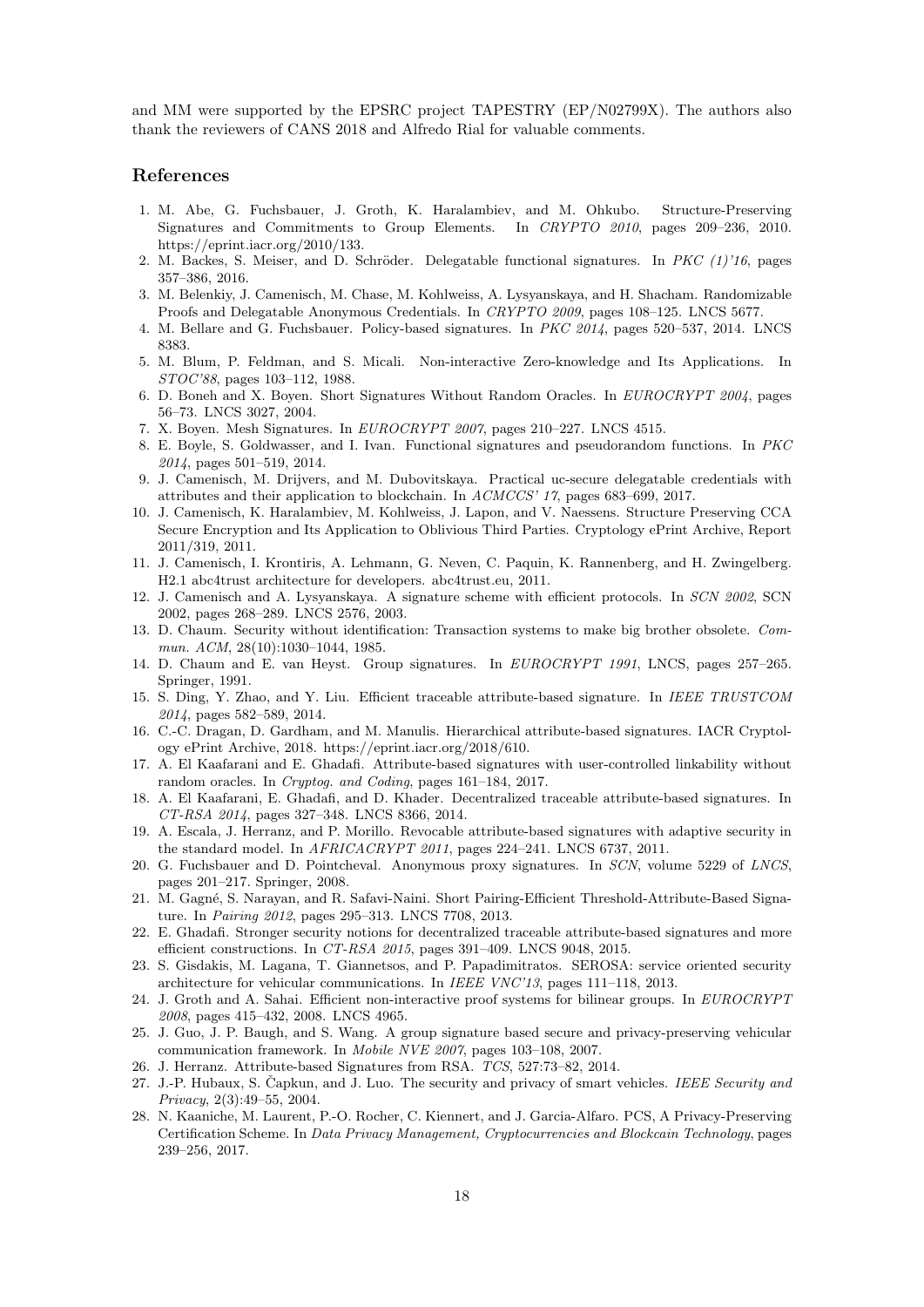and MM were supported by the EPSRC project TAPESTRY (EP/N02799X). The authors also thank the reviewers of CANS 2018 and Alfredo Rial for valuable comments.

## References

1. M. Abe, G. Fuchsbauer, J. Groth, K. Haralambiev, and M. Ohkubo. Structure-Preserving Signatures and Commitments to Group Elements. In *CRYPTO 2010*, pages 209–236, 2010. https://eprint.iacr.org/2010/133.
2. M. Backes, S. Meiser, and D. Schröder. Delegatable functional signatures. In *PKC (1)'16*, pages 357–386, 2016.
3. M. Belenkiy, J. Camenisch, M. Chase, M. Kohlweiss, A. Lysyanskaya, and H. Shacham. Randomizable Proofs and Delegatable Anonymous Credentials. In *CRYPTO 2009*, pages 108–125. LNCS 5677.
4. M. Bellare and G. Fuchsbauer. Policy-based signatures. In *PKC 2014*, pages 520–537, 2014. LNCS 8383.
5. M. Blum, P. Feldman, and S. Micali. Non-interactive Zero-knowledge and Its Applications. In *STOC'88*, pages 103–112, 1988.
6. D. Boneh and X. Boyen. Short Signatures Without Random Oracles. In *EUROCRYPT 2004*, pages 56–73. LNCS 3027, 2004.
7. X. Boyen. Mesh Signatures. In *EUROCRYPT 2007*, pages 210–227. LNCS 4515.
8. E. Boyle, S. Goldwasser, and I. Ivan. Functional signatures and pseudorandom functions. In *PKC 2014*, pages 501–519, 2014.
9. J. Camenisch, M. Drijvers, and M. Dubovitskaya. Practical uc-secure delegatable credentials with attributes and their application to blockchain. In *ACMCCS' 17*, pages 683–699, 2017.
10. J. Camenisch, K. Haralambiev, M. Kohlweiss, J. Lapon, and V. Naessens. Structure Preserving CCA Secure Encryption and Its Application to Oblivious Third Parties. Cryptology ePrint Archive, Report 2011/319, 2011.
11. J. Camenisch, I. Krontiris, A. Lehmann, G. Neven, C. Paquin, K. Rannenberg, and H. Zwingelberg. H2.1 abc4trust architecture for developers. abc4trust.eu, 2011.
12. J. Camenisch and A. Lysyanskaya. A signature scheme with efficient protocols. In *SCN 2002*, SCN 2002, pages 268–289. LNCS 2576, 2003.
13. D. Chaum. Security without identification: Transaction systems to make big brother obsolete. *Commun. ACM*, 28(10):1030–1044, 1985.
14. D. Chaum and E. van Heyst. Group signatures. In *EUROCRYPT 1991*, LNCS, pages 257–265. Springer, 1991.
15. S. Ding, Y. Zhao, and Y. Liu. Efficient traceable attribute-based signature. In *IEEE TRUSTCOM 2014*, pages 582–589, 2014.
16. C.-C. Dragan, D. Gardham, and M. Manulis. Hierarchical attribute-based signatures. IACR Cryptology ePrint Archive, 2018. https://eprint.iacr.org/2018/610.
17. A. El Kaafarani and E. Ghadafi. Attribute-based signatures with user-controlled linkability without random oracles. In *Cryptog. and Coding*, pages 161–184, 2017.
18. A. El Kaafarani, E. Ghadafi, and D. Khader. Decentralized traceable attribute-based signatures. In *CT-RSA 2014*, pages 327–348. LNCS 8366, 2014.
19. A. Escala, J. Herranz, and P. Morillo. Revocable attribute-based signatures with adaptive security in the standard model. In *AFRICACRYPT 2011*, pages 224–241. LNCS 6737, 2011.
20. G. Fuchsbauer and D. Pointcheval. Anonymous proxy signatures. In *SCN*, volume 5229 of *LNCS*, pages 201–217. Springer, 2008.
21. M. Gagné, S. Narayan, and R. Safavi-Naini. Short Pairing-Efficient Threshold-Attribute-Based Signature. In *Pairing 2012*, pages 295–313. LNCS 7708, 2013.
22. E. Ghadafi. Stronger security notions for decentralized traceable attribute-based signatures and more efficient constructions. In *CT-RSA 2015*, pages 391–409. LNCS 9048, 2015.
23. S. Gisdakis, M. Lagana, T. Giannetsos, and P. Papadimitratos. SEROSA: service oriented security architecture for vehicular communications. In *IEEE VNC'13*, pages 111–118, 2013.
24. J. Groth and A. Sahai. Efficient non-interactive proof systems for bilinear groups. In *EUROCRYPT 2008*, pages 415–432, 2008. LNCS 4965.
25. J. Guo, J. P. Baugh, and S. Wang. A group signature based secure and privacy-preserving vehicular communication framework. In *Mobile NVE 2007*, pages 103–108, 2007.
26. J. Herranz. Attribute-based Signatures from RSA. *TCS*, 527:73–82, 2014.
27. J.-P. Hubaux, S. Čapkun, and J. Luo. The security and privacy of smart vehicles. *IEEE Security and Privacy*, 2(3):49–55, 2004.
28. N. Kaaniche, M. Laurent, P.-O. Rocher, C. Kiennert, and J. Garcia-Alfaro. PCS, A Privacy-Preserving Certification Scheme. In *Data Privacy Management, Cryptocurrencies and Blockcain Technology*, pages 239–256, 2017.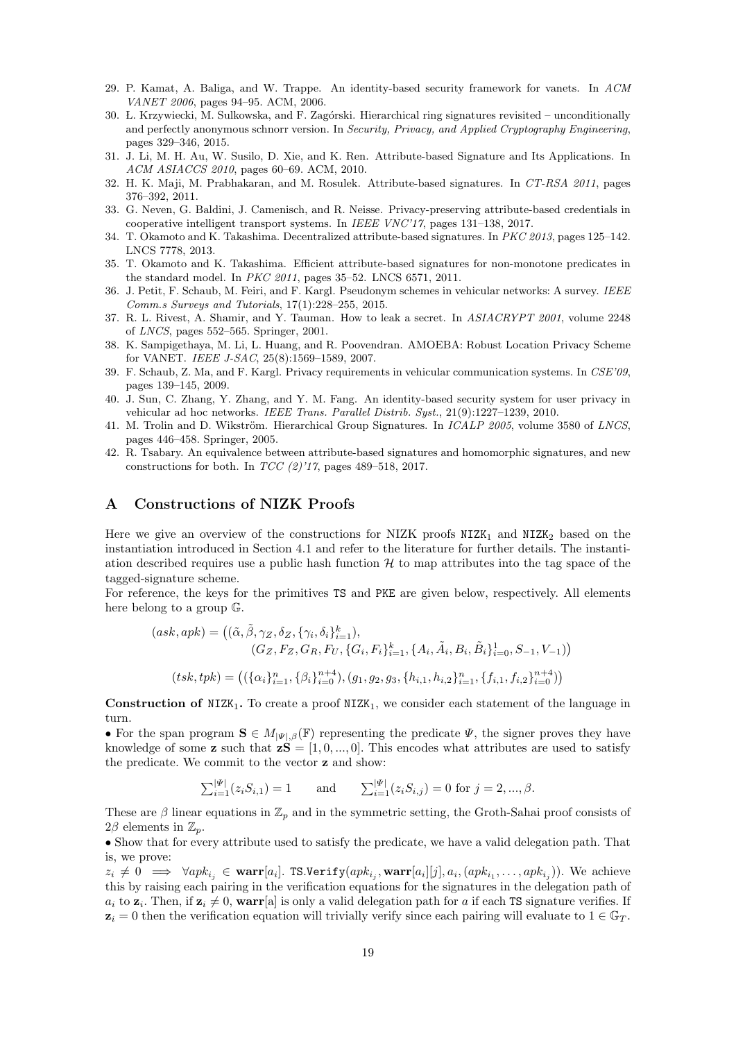29. P. Kamat, A. Baliga, and W. Trappe. An identity-based security framework for vanets. In *ACM VANET 2006*, pages 94–95. ACM, 2006.
30. Ł. Krzywiecki, M. Sulkowska, and F. Zagórski. Hierarchical ring signatures revisited – unconditionally and perfectly anonymous schnorr version. In *Security, Privacy, and Applied Cryptography Engineering*, pages 329–346, 2015.
31. J. Li, M. H. Au, W. Susilo, D. Xie, and K. Ren. Attribute-based Signature and Its Applications. In *ACM ASIACCS 2010*, pages 60–69. ACM, 2010.
32. H. K. Maji, M. Prabhakaran, and M. Rosulek. Attribute-based signatures. In *CT-RSA 2011*, pages 376–392, 2011.
33. G. Neven, G. Baldini, J. Camenisch, and R. Neisse. Privacy-preserving attribute-based credentials in cooperative intelligent transport systems. In *IEEE VNC'17*, pages 131–138, 2017.
34. T. Okamoto and K. Takashima. Decentralized attribute-based signatures. In *PKC 2013*, pages 125–142. LNCS 7778, 2013.
35. T. Okamoto and K. Takashima. Efficient attribute-based signatures for non-monotone predicates in the standard model. In *PKC 2011*, pages 35–52. LNCS 6571, 2011.
36. J. Petit, F. Schaub, M. Feiri, and F. Kargl. Pseudonym schemes in vehicular networks: A survey. *IEEE Comm.s Surveys and Tutorials*, 17(1):228–255, 2015.
37. R. L. Rivest, A. Shamir, and Y. Tauman. How to leak a secret. In *ASIACRYPT 2001*, volume 2248 of *LNCS*, pages 552–565. Springer, 2001.
38. K. Sampigethaya, M. Li, L. Huang, and R. Poovendran. AMOEBA: Robust Location Privacy Scheme for VANET. *IEEE J-SAC*, 25(8):1569–1589, 2007.
39. F. Schaub, Z. Ma, and F. Kargl. Privacy requirements in vehicular communication systems. In *CSE'09*, pages 139–145, 2009.
40. J. Sun, C. Zhang, Y. Zhang, and Y. M. Fang. An identity-based security system for user privacy in vehicular ad hoc networks. *IEEE Trans. Parallel Distrib. Syst.*, 21(9):1227–1239, 2010.
41. M. Trolin and D. Wikström. Hierarchical Group Signatures. In *ICALP 2005*, volume 3580 of *LNCS*, pages 446–458. Springer, 2005.
42. R. Tsabary. An equivalence between attribute-based signatures and homomorphic signatures, and new constructions for both. In *TCC (2)'17*, pages 489–518, 2017.

# A Constructions of NIZK Proofs

Here we give an overview of the constructions for NIZK proofs $\mathtt{NIZK}_1$ and $\mathtt{NIZK}_2$ based on the instantiation introduced in Section 4.1 and refer to the literature for further details. The instantiation described requires use a public hash function $\mathcal{H}$ to map attributes into the tag space of the tagged-signature scheme.

For reference, the keys for the primitives TS and PKE are given below, respectively. All elements here belong to a group $\mathbb{G}$.

$$(ask, apk) = \big((\tilde{\alpha}, \tilde{\beta}, \gamma_Z, \delta_Z, \{\gamma_i, \delta_i\}_{i=1}^{k}),\\ (G_Z, F_Z, G_R, F_U, \{G_i, F_i\}_{i=1}^{k}, \{A_i, \tilde{A}_i, B_i, \tilde{B}_i\}_{i=0}^{1}, S_{-1}, V_{-1})\big)$$

$$(tsk, tpk) = \big((\{\alpha_i\}_{i=1}^{n}, \{\beta_i\}_{i=0}^{n+4}), (g_1, g_2, g_3, \{h_{i,1}, h_{i,2}\}_{i=1}^{n}, \{f_{i,1}, f_{i,2}\}_{i=0}^{n+4})\big)$$

**Construction of $\mathtt{NIZK}_1$.** To create a proof $\mathtt{NIZK}_1$, we consider each statement of the language in turn.

• For the span program $\mathbf{S} \in M_{|\Psi|,\beta}(\mathbb{F})$ representing the predicate $\Psi$, the signer proves they have knowledge of some $\mathbf{z}$ such that $\mathbf{zS} = [1, 0, ..., 0]$. This encodes what attributes are used to satisfy the predicate. We commit to the vector $\mathbf{z}$ and show:

$$\textstyle\sum_{i=1}^{|\Psi|}(z_i S_{i,1}) = 1 \qquad \text{and} \qquad \sum_{i=1}^{|\Psi|}(z_i S_{i,j}) = 0 \text{ for } j = 2, ..., \beta.$$

These are $\beta$ linear equations in $\mathbb{Z}_p$ and in the symmetric setting, the Groth-Sahai proof consists of $2\beta$ elements in $\mathbb{Z}_p$.

• Show that for every attribute used to satisfy the predicate, we have a valid delegation path. That is, we prove:

$z_i \neq 0 \implies \forall apk_{i_j} \in \mathbf{warr}[a_i].\ \mathtt{TS.Verify}(apk_{i_j}, \mathbf{warr}[a_i][j], a_i, (apk_{i_1}, \ldots, apk_{i_j}))$. We achieve this by raising each pairing in the verification equations for the signatures in the delegation path of $a_i$ to $\mathbf{z}_i$. Then, if $\mathbf{z}_i \neq 0$, $\mathbf{warr}[a]$ is only a valid delegation path for $a$ if each TS signature verifies. If $\mathbf{z}_i = 0$ then the verification equation will trivially verify since each pairing will evaluate to $1 \in \mathbb{G}_T$.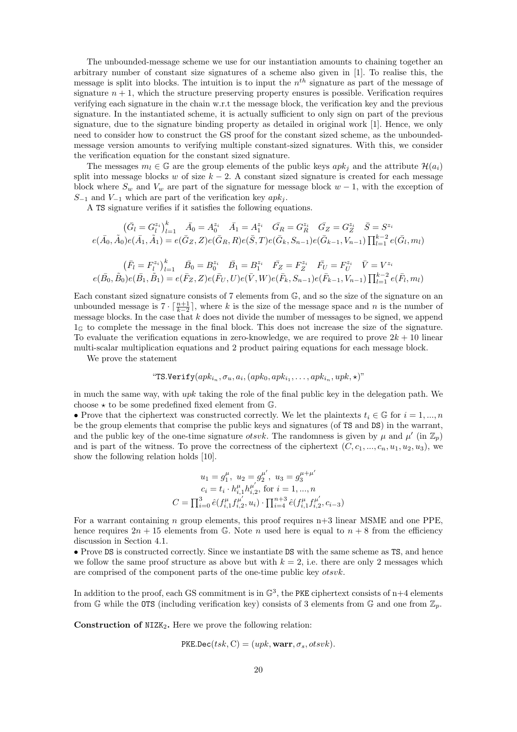The unbounded-message scheme we use for our instantiation amounts to chaining together an arbitrary number of constant size signatures of a scheme also given in [1]. To realise this, the message is split into blocks. The intuition is to input the $n^{th}$ signature as part of the message of signature $n+1$, which the structure preserving property ensures is possible. Verification requires verifying each signature in the chain w.r.t the message block, the verification key and the previous signature. In the instantiated scheme, it is actually sufficient to only sign on part of the previous signature, due to the signature binding property as detailed in original work [1]. Hence, we only need to consider how to construct the GS proof for the constant sized scheme, as the unbounded-message version amounts to verifying multiple constant-sized signatures. With this, we consider the verification equation for the constant sized signature.

The messages $m_l \in \mathbb{G}$ are the group elements of the public keys $apk_j$ and the attribute $\mathcal{H}(a_i)$ split into message blocks $w$ of size $k-2$. A constant sized signature is created for each message block where $S_w$ and $V_w$ are part of the signature for message block $w-1$, with the exception of $S_{-1}$ and $V_{-1}$ which are part of the verification key $apk_j$.

A TS signature verifies if it satisfies the following equations.

$$\left(\bar{G}_l = G_l^{z_i}\right)_{l=1}^{k} \quad \bar{A}_0 = A_0^{z_i} \quad \bar{A}_1 = A_1^{z_i} \quad \bar{G_R} = G_R^{z_i} \quad \bar{G_Z} = G_Z^{z_i} \quad \bar{S} = S^{z_i}$$
$$e(\bar{A_0}, \tilde{A_0})e(\bar{A_1}, \tilde{A_1}) = e(\bar{G_Z}, Z)e(\bar{G_R}, R)e(\bar{S}, T)e(\bar{G_k}, S_{n-1})e(\bar{G}_{k-1}, V_{n-1})\prod_{l=1}^{k-2} e(\bar{G_l}, m_l)$$

$$\left(\bar{F_l} = F_l^{z_i}\right)_{l=1}^{k} \quad \bar{B_0} = B_0^{z_i} \quad \bar{B_1} = B_1^{z_i} \quad \bar{F_Z} = F_Z^{z_i} \quad \bar{F_U} = F_U^{z_i} \quad \bar{V} = V^{z_i}$$
$$e(\bar{B_0}, \tilde{B_0})e(\bar{B_1}, \tilde{B_1}) = e(\bar{F_Z}, Z)e(\bar{F_U}, U)e(\bar{V}, W)e(\bar{F_k}, S_{n-1})e(\bar{F}_{k-1}, V_{n-1})\prod_{l=1}^{k-2} e(\bar{F_l}, m_l)$$

Each constant sized signature consists of 7 elements from $\mathbb{G}$, and so the size of the signature on an unbounded message is $7 \cdot \lceil \frac{n+1}{k-2} \rceil$, where $k$ is the size of the message space and $n$ is the number of message blocks. In the case that $k$ does not divide the number of messages to be signed, we append $1_{\mathbb{G}}$ to complete the message in the final block. This does not increase the size of the signature. To evaluate the verification equations in zero-knowledge, we are required to prove $2k+10$ linear multi-scalar multiplication equations and 2 product pairing equations for each message block.

We prove the statement

$$\text{“}\texttt{TS.Verify}(apk_{i_n}, \sigma_u, a_i, (apk_0, apk_{i_1}, \ldots, apk_{i_n}, upk, \star))\text{”}$$

in much the same way, with $upk$ taking the role of the final public key in the delegation path. We choose $\star$ to be some predefined fixed element from $\mathbb{G}$.

• Prove that the ciphertext was constructed correctly. We let the plaintexts $t_i \in \mathbb{G}$ for $i = 1, ..., n$ be the group elements that comprise the public keys and signatures (of TS and DS) in the warrant, and the public key of the one-time signature $otsvk$. The randomness is given by $\mu$ and $\mu'$ (in $\mathbb{Z}_p$) and is part of the witness. To prove the correctness of the ciphertext $(C, c_1, ..., c_n, u_1, u_2, u_3)$, we show the following relation holds [10].

$$u_1 = g_1^{\mu}, \; u_2 = g_2^{\mu'}, \; u_3 = g_3^{\mu+\mu'}$$
$$c_i = t_i \cdot h_{i,1}^{\mu} h_{i,2}^{\mu'}, \text{ for } i = 1, ..., n$$
$$C = \prod_{i=0}^{3} \hat{e}(f_{i,1}^{\mu} f_{i,2}^{\mu'}, u_i) \cdot \prod_{i=4}^{n+3} \hat{e}(f_{i,1}^{\mu} f_{i,2}^{\mu'}, c_{i-3})$$

For a warrant containing $n$ group elements, this proof requires n+3 linear MSME and one PPE, hence requires $2n+15$ elements from $\mathbb{G}$. Note $n$ used here is equal to $n+8$ from the efficiency discussion in Section 4.1.

• Prove DS is constructed correctly. Since we instantiate DS with the same scheme as TS, and hence we follow the same proof structure as above but with $k=2$, i.e. there are only 2 messages which are comprised of the component parts of the one-time public key $otsvk$.

In addition to the proof, each GS commitment is in $\mathbb{G}^3$, the PKE ciphertext consists of n+4 elements from $\mathbb{G}$ while the OTS (including verification key) consists of 3 elements from $\mathbb{G}$ and one from $\mathbb{Z}_p$.

**Construction of $\texttt{NIZK}_2$.** Here we prove the following relation:

$$\texttt{PKE.Dec}(tsk, \mathrm{C}) = (upk, \mathbf{warr}, \sigma_s, otsvk).$$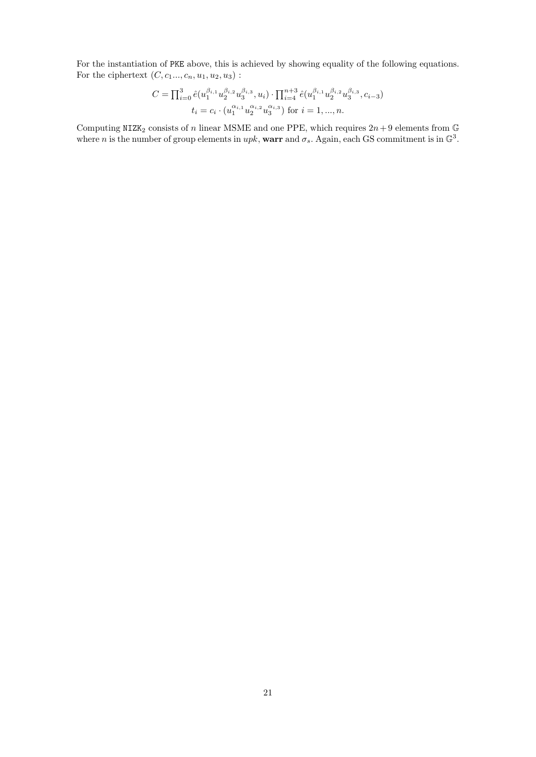For the instantiation of PKE above, this is achieved by showing equality of the following equations. For the ciphertext $(C, c_1..., c_n, u_1, u_2, u_3)$ :

$$C = \prod_{i=0}^{3} \hat{e}(u_1^{\beta_{i,1}} u_2^{\beta_{i,2}} u_3^{\beta_{i,3}}, u_i) \cdot \prod_{i=4}^{n+3} \hat{e}(u_1^{\beta_{i,1}} u_2^{\beta_{i,2}} u_3^{\beta_{i,3}}, c_{i-3})$$

$$t_i = c_i \cdot (u_1^{\alpha_{i,1}} u_2^{\alpha_{i,2}} u_3^{\alpha_{i,3}}) \text{ for } i = 1, ..., n.$$

Computing $\mathtt{NIZK}_2$ consists of $n$ linear MSME and one PPE, which requires $2n+9$ elements from $\mathbb{G}$ where $n$ is the number of group elements in $upk$, **warr** and $\sigma_s$. Again, each GS commitment is in $\mathbb{G}^3$.